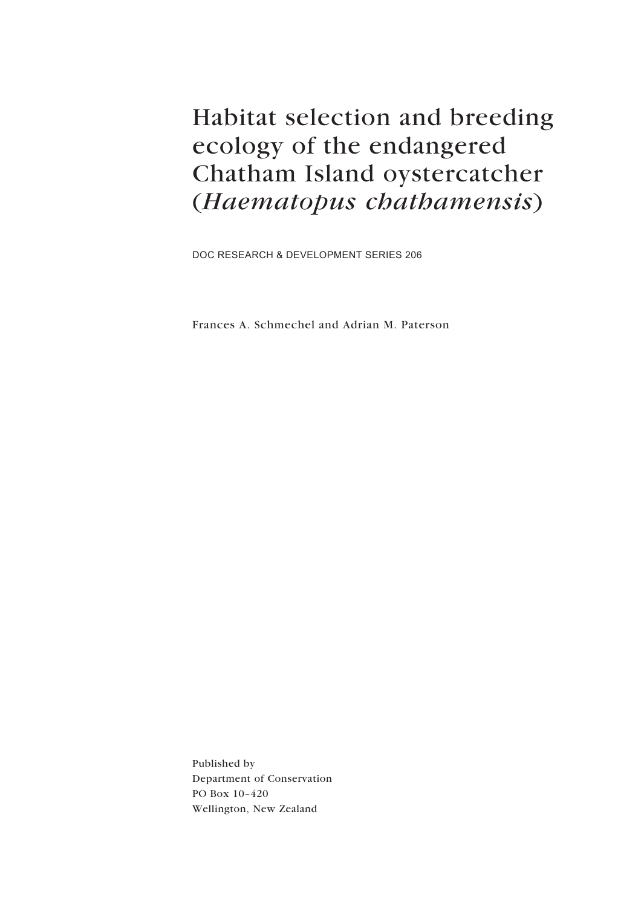# Habitat selection and breeding ecology of the endangered Chatham Island oystercatcher (*Haematopus chathamensis*)

DOC RESEARCH & DEVELOPMENT SERIES 206

Frances A. Schmechel and Adrian M. Paterson

Published by
Department of Conservation
PO Box 10-420
Wellington, New Zealand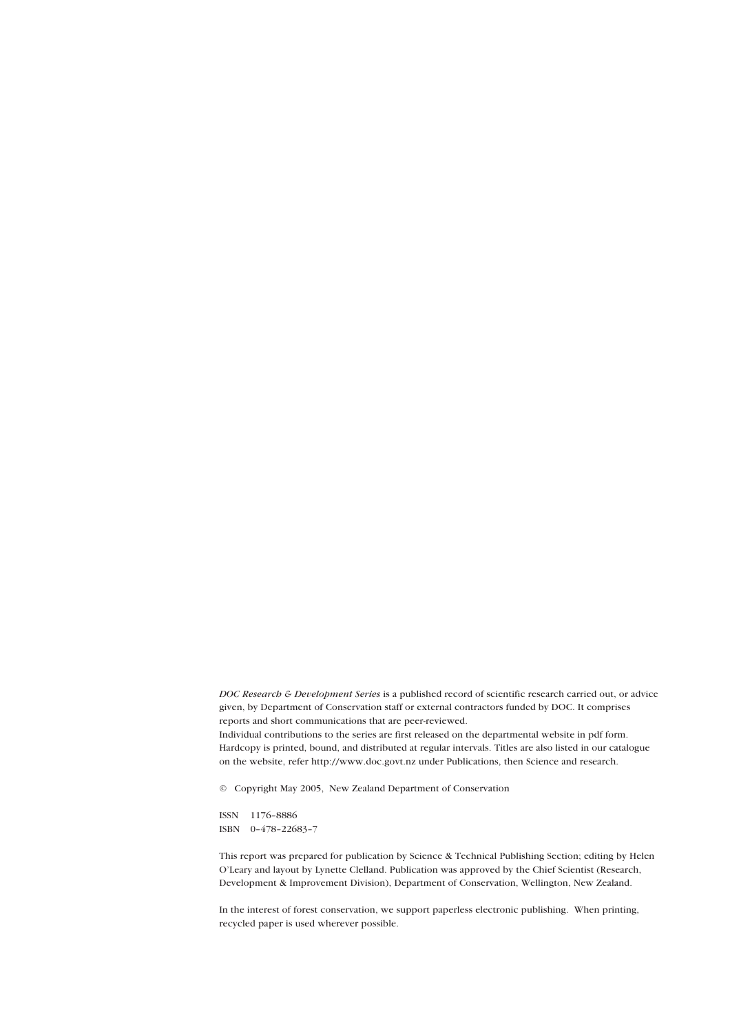*DOC Research & Development Series* is a published record of scientific research carried out, or advice given, by Department of Conservation staff or external contractors funded by DOC. It comprises reports and short communications that are peer-reviewed.
Individual contributions to the series are first released on the departmental website in pdf form. Hardcopy is printed, bound, and distributed at regular intervals. Titles are also listed in our catalogue on the website, refer http://www.doc.govt.nz under Publications, then Science and research.

© Copyright May 2005, New Zealand Department of Conservation

ISSN 1176-8886
ISBN 0-478-22683-7

This report was prepared for publication by Science & Technical Publishing Section; editing by Helen O'Leary and layout by Lynette Clelland. Publication was approved by the Chief Scientist (Research, Development & Improvement Division), Department of Conservation, Wellington, New Zealand.

In the interest of forest conservation, we support paperless electronic publishing. When printing, recycled paper is used wherever possible.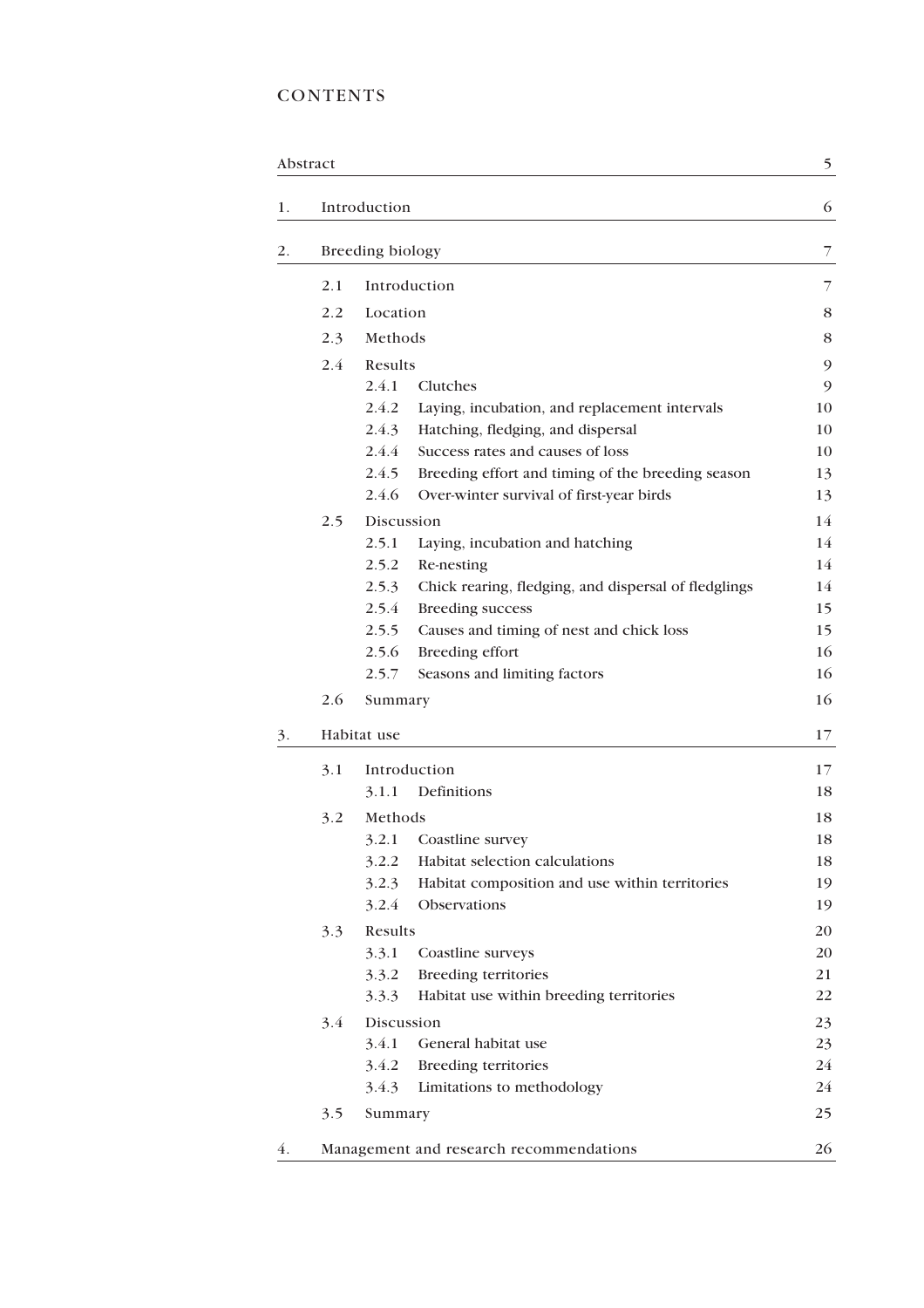# CONTENTS

| | | | |
|---|---|---|---|
| Abstract | | | 5 |
| 1. | Introduction | | 6 |
| 2. | Breeding biology | | 7 |
| | 2.1 | Introduction | 7 |
| | 2.2 | Location | 8 |
| | 2.3 | Methods | 8 |
| | 2.4 | Results | 9 |
| | | 2.4.1 Clutches | 9 |
| | | 2.4.2 Laying, incubation, and replacement intervals | 10 |
| | | 2.4.3 Hatching, fledging, and dispersal | 10 |
| | | 2.4.4 Success rates and causes of loss | 10 |
| | | 2.4.5 Breeding effort and timing of the breeding season | 13 |
| | | 2.4.6 Over-winter survival of first-year birds | 13 |
| | 2.5 | Discussion | 14 |
| | | 2.5.1 Laying, incubation and hatching | 14 |
| | | 2.5.2 Re-nesting | 14 |
| | | 2.5.3 Chick rearing, fledging, and dispersal of fledglings | 14 |
| | | 2.5.4 Breeding success | 15 |
| | | 2.5.5 Causes and timing of nest and chick loss | 15 |
| | | 2.5.6 Breeding effort | 16 |
| | | 2.5.7 Seasons and limiting factors | 16 |
| | 2.6 | Summary | 16 |
| 3. | Habitat use | | 17 |
| | 3.1 | Introduction | 17 |
| | | 3.1.1 Definitions | 18 |
| | 3.2 | Methods | 18 |
| | | 3.2.1 Coastline survey | 18 |
| | | 3.2.2 Habitat selection calculations | 18 |
| | | 3.2.3 Habitat composition and use within territories | 19 |
| | | 3.2.4 Observations | 19 |
| | 3.3 | Results | 20 |
| | | 3.3.1 Coastline surveys | 20 |
| | | 3.3.2 Breeding territories | 21 |
| | | 3.3.3 Habitat use within breeding territories | 22 |
| | 3.4 | Discussion | 23 |
| | | 3.4.1 General habitat use | 23 |
| | | 3.4.2 Breeding territories | 24 |
| | | 3.4.3 Limitations to methodology | 24 |
| | 3.5 | Summary | 25 |
| 4. | Management and research recommendations | | 26 |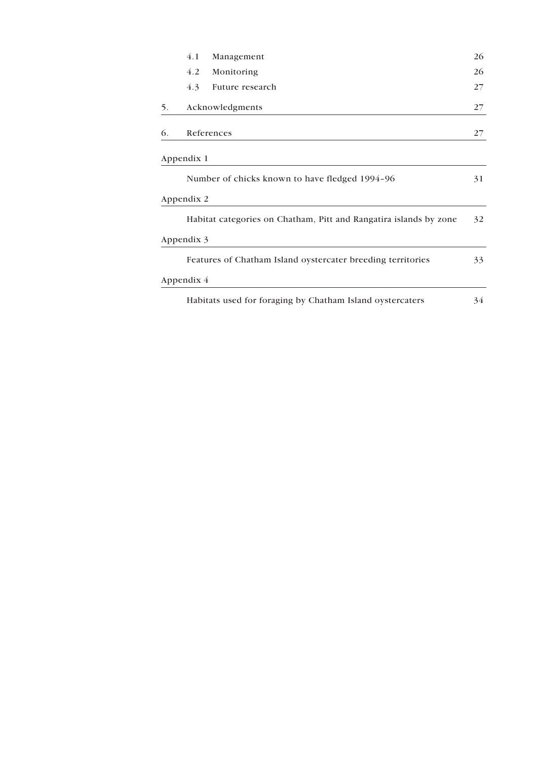| | | |
|---|---|---|
| 4.1 | Management | 26 |
| 4.2 | Monitoring | 26 |
| 4.3 | Future research | 27 |
| 5. | Acknowledgments | 27 |
| 6. | References | 27 |

Appendix 1

Number of chicks known to have fledged 1994–96 31

Appendix 2

Habitat categories on Chatham, Pitt and Rangatira islands by zone 32

Appendix 3

Features of Chatham Island oystercater breeding territories 33

Appendix 4

Habitats used for foraging by Chatham Island oystercaters 34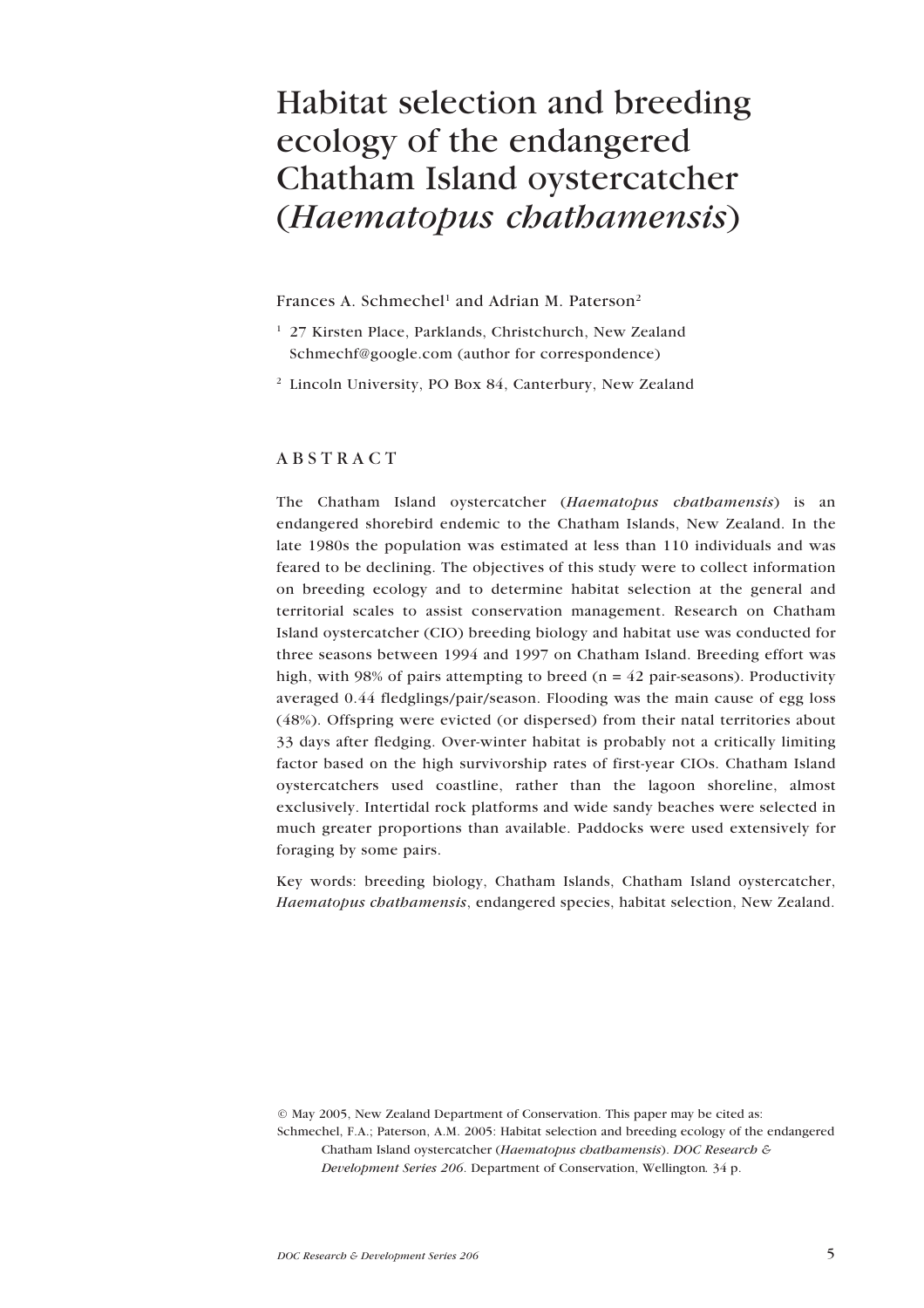# Habitat selection and breeding ecology of the endangered Chatham Island oystercatcher (*Haematopus chathamensis*)

Frances A. Schmechel[1] and Adrian M. Paterson[2]

[1] 27 Kirsten Place, Parklands, Christchurch, New Zealand  
Schmechf@google.com (author for correspondence)

[2] Lincoln University, PO Box 84, Canterbury, New Zealand

## ABSTRACT

The Chatham Island oystercatcher (*Haematopus chathamensis*) is an endangered shorebird endemic to the Chatham Islands, New Zealand. In the late 1980s the population was estimated at less than 110 individuals and was feared to be declining. The objectives of this study were to collect information on breeding ecology and to determine habitat selection at the general and territorial scales to assist conservation management. Research on Chatham Island oystercatcher (CIO) breeding biology and habitat use was conducted for three seasons between 1994 and 1997 on Chatham Island. Breeding effort was high, with 98% of pairs attempting to breed (n = 42 pair-seasons). Productivity averaged 0.44 fledglings/pair/season. Flooding was the main cause of egg loss (48%). Offspring were evicted (or dispersed) from their natal territories about 33 days after fledging. Over-winter habitat is probably not a critically limiting factor based on the high survivorship rates of first-year CIOs. Chatham Island oystercatchers used coastline, rather than the lagoon shoreline, almost exclusively. Intertidal rock platforms and wide sandy beaches were selected in much greater proportions than available. Paddocks were used extensively for foraging by some pairs.

Key words: breeding biology, Chatham Islands, Chatham Island oystercatcher, *Haematopus chathamensis*, endangered species, habitat selection, New Zealand.

© May 2005, New Zealand Department of Conservation. This paper may be cited as:  
Schmechel, F.A.; Paterson, A.M. 2005: Habitat selection and breeding ecology of the endangered Chatham Island oystercatcher (*Haematopus chathamensis*). *DOC Research & Development Series 206*. Department of Conservation, Wellington. 34 p.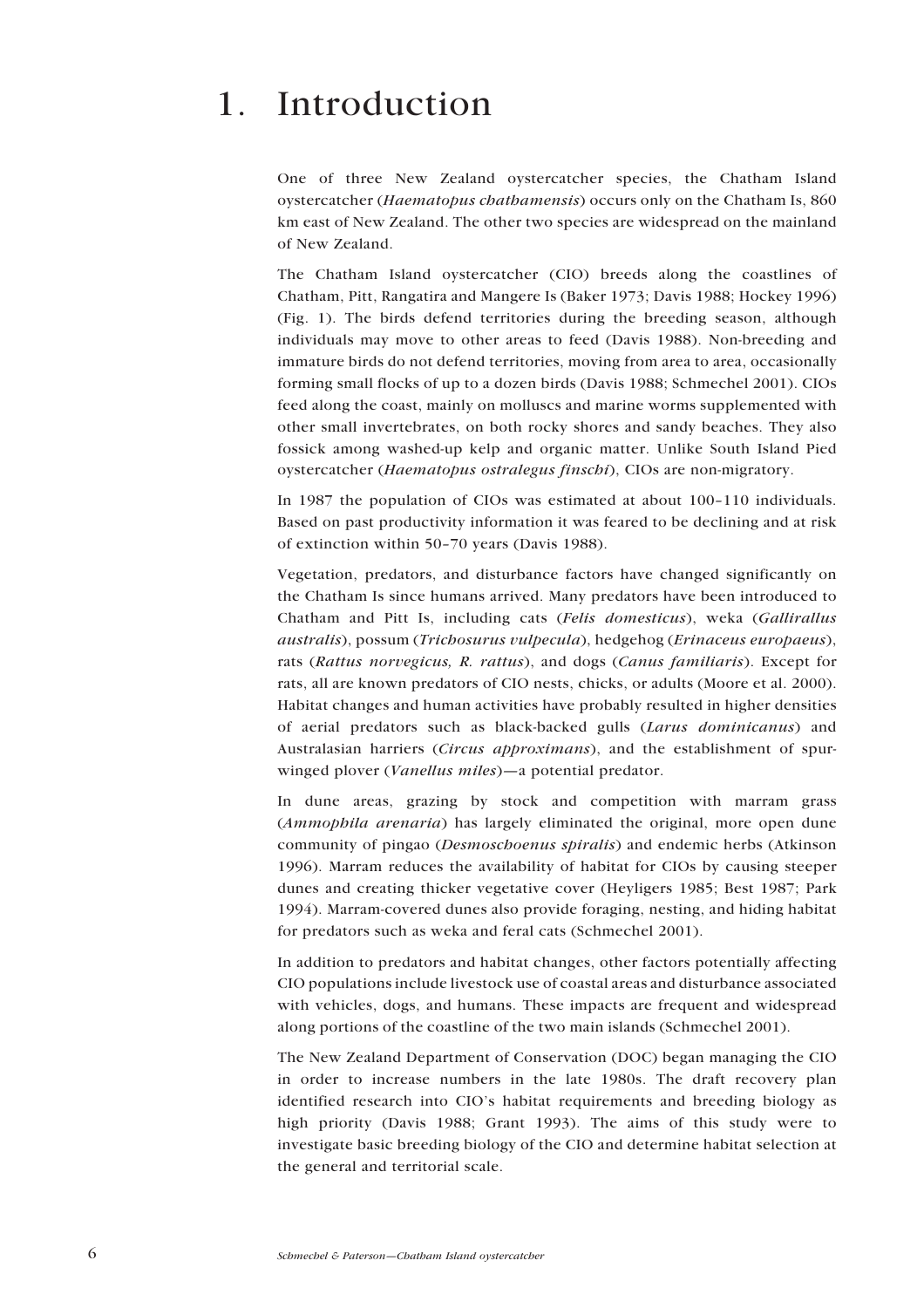# 1. Introduction

One of three New Zealand oystercatcher species, the Chatham Island oystercatcher (*Haematopus chathamensis*) occurs only on the Chatham Is, 860 km east of New Zealand. The other two species are widespread on the mainland of New Zealand.

The Chatham Island oystercatcher (CIO) breeds along the coastlines of Chatham, Pitt, Rangatira and Mangere Is (Baker 1973; Davis 1988; Hockey 1996) (Fig. 1). The birds defend territories during the breeding season, although individuals may move to other areas to feed (Davis 1988). Non-breeding and immature birds do not defend territories, moving from area to area, occasionally forming small flocks of up to a dozen birds (Davis 1988; Schmechel 2001). CIOs feed along the coast, mainly on molluscs and marine worms supplemented with other small invertebrates, on both rocky shores and sandy beaches. They also fossick among washed-up kelp and organic matter. Unlike South Island Pied oystercatcher (*Haematopus ostralegus finschi*), CIOs are non-migratory.

In 1987 the population of CIOs was estimated at about 100–110 individuals. Based on past productivity information it was feared to be declining and at risk of extinction within 50–70 years (Davis 1988).

Vegetation, predators, and disturbance factors have changed significantly on the Chatham Is since humans arrived. Many predators have been introduced to Chatham and Pitt Is, including cats (*Felis domesticus*), weka (*Gallirallus australis*), possum (*Trichosurus vulpecula*), hedgehog (*Erinaceus europaeus*), rats (*Rattus norvegicus, R. rattus*), and dogs (*Canus familiaris*). Except for rats, all are known predators of CIO nests, chicks, or adults (Moore et al. 2000). Habitat changes and human activities have probably resulted in higher densities of aerial predators such as black-backed gulls (*Larus dominicanus*) and Australasian harriers (*Circus approximans*), and the establishment of spur-winged plover (*Vanellus miles*)—a potential predator.

In dune areas, grazing by stock and competition with marram grass (*Ammophila arenaria*) has largely eliminated the original, more open dune community of pingao (*Desmoschoenus spiralis*) and endemic herbs (Atkinson 1996). Marram reduces the availability of habitat for CIOs by causing steeper dunes and creating thicker vegetative cover (Heyligers 1985; Best 1987; Park 1994). Marram-covered dunes also provide foraging, nesting, and hiding habitat for predators such as weka and feral cats (Schmechel 2001).

In addition to predators and habitat changes, other factors potentially affecting CIO populations include livestock use of coastal areas and disturbance associated with vehicles, dogs, and humans. These impacts are frequent and widespread along portions of the coastline of the two main islands (Schmechel 2001).

The New Zealand Department of Conservation (DOC) began managing the CIO in order to increase numbers in the late 1980s. The draft recovery plan identified research into CIO's habitat requirements and breeding biology as high priority (Davis 1988; Grant 1993). The aims of this study were to investigate basic breeding biology of the CIO and determine habitat selection at the general and territorial scale.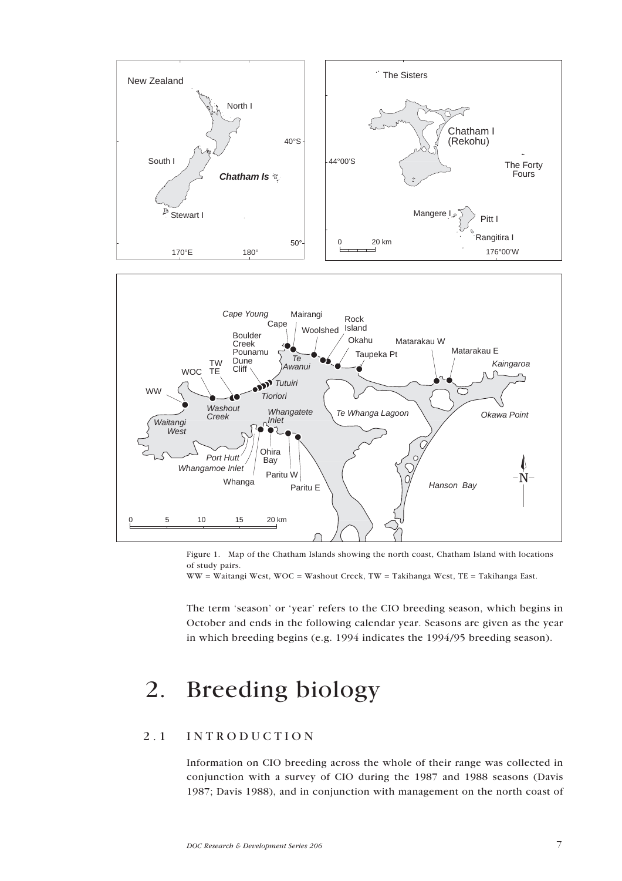Figure 1. Map of the Chatham Islands showing the north coast, Chatham Island with locations of study pairs.
WW = Waitangi West, WOC = Washout Creek, TW = Takihanga West, TE = Takihanga East.

The term 'season' or 'year' refers to the CIO breeding season, which begins in October and ends in the following calendar year. Seasons are given as the year in which breeding begins (e.g. 1994 indicates the 1994/95 breeding season).

# 2. Breeding biology

## 2.1 INTRODUCTION

Information on CIO breeding across the whole of their range was collected in conjunction with a survey of CIO during the 1987 and 1988 seasons (Davis 1987; Davis 1988), and in conjunction with management on the north coast of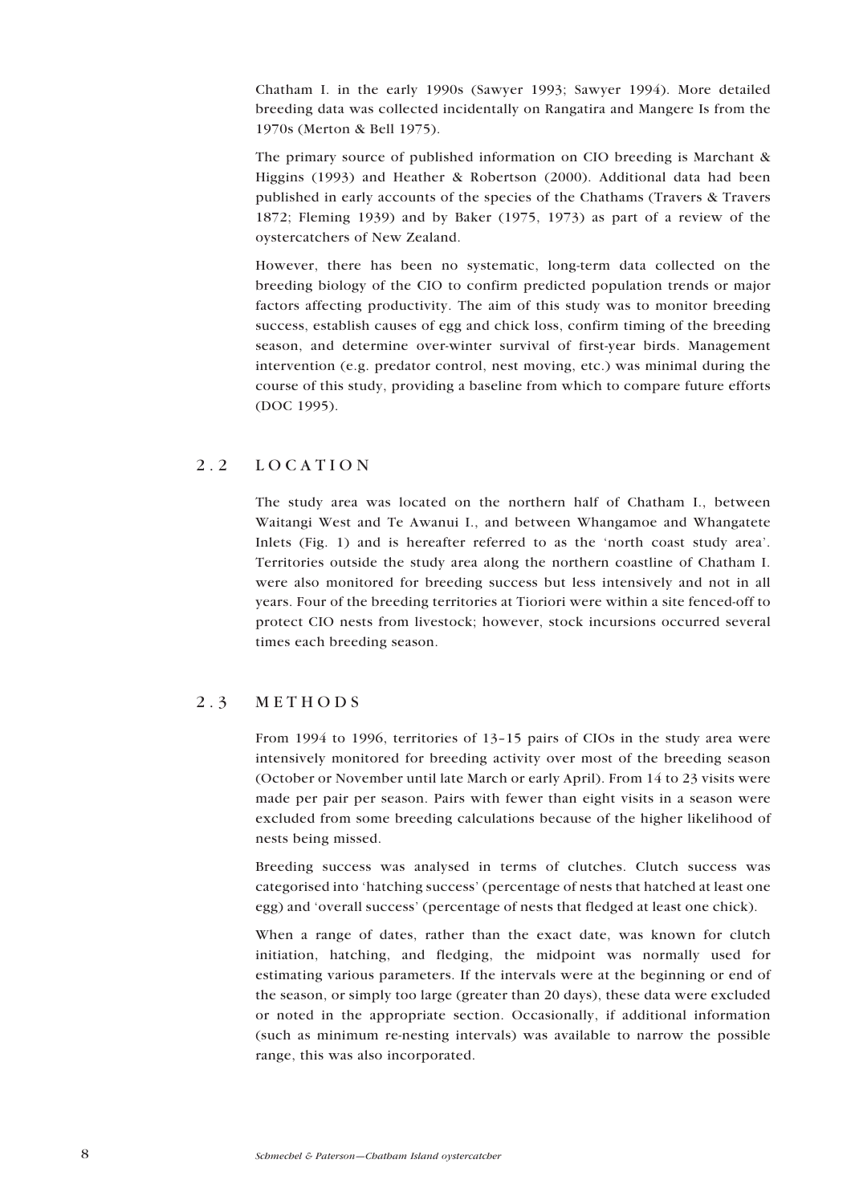Chatham I. in the early 1990s (Sawyer 1993; Sawyer 1994). More detailed breeding data was collected incidentally on Rangatira and Mangere Is from the 1970s (Merton & Bell 1975).

The primary source of published information on CIO breeding is Marchant & Higgins (1993) and Heather & Robertson (2000). Additional data had been published in early accounts of the species of the Chathams (Travers & Travers 1872; Fleming 1939) and by Baker (1975, 1973) as part of a review of the oystercatchers of New Zealand.

However, there has been no systematic, long-term data collected on the breeding biology of the CIO to confirm predicted population trends or major factors affecting productivity. The aim of this study was to monitor breeding success, establish causes of egg and chick loss, confirm timing of the breeding season, and determine over-winter survival of first-year birds. Management intervention (e.g. predator control, nest moving, etc.) was minimal during the course of this study, providing a baseline from which to compare future efforts (DOC 1995).

## 2.2 LOCATION

The study area was located on the northern half of Chatham I., between Waitangi West and Te Awanui I., and between Whangamoe and Whangatete Inlets (Fig. 1) and is hereafter referred to as the 'north coast study area'. Territories outside the study area along the northern coastline of Chatham I. were also monitored for breeding success but less intensively and not in all years. Four of the breeding territories at Tioriori were within a site fenced-off to protect CIO nests from livestock; however, stock incursions occurred several times each breeding season.

## 2.3 METHODS

From 1994 to 1996, territories of 13–15 pairs of CIOs in the study area were intensively monitored for breeding activity over most of the breeding season (October or November until late March or early April). From 14 to 23 visits were made per pair per season. Pairs with fewer than eight visits in a season were excluded from some breeding calculations because of the higher likelihood of nests being missed.

Breeding success was analysed in terms of clutches. Clutch success was categorised into 'hatching success' (percentage of nests that hatched at least one egg) and 'overall success' (percentage of nests that fledged at least one chick).

When a range of dates, rather than the exact date, was known for clutch initiation, hatching, and fledging, the midpoint was normally used for estimating various parameters. If the intervals were at the beginning or end of the season, or simply too large (greater than 20 days), these data were excluded or noted in the appropriate section. Occasionally, if additional information (such as minimum re-nesting intervals) was available to narrow the possible range, this was also incorporated.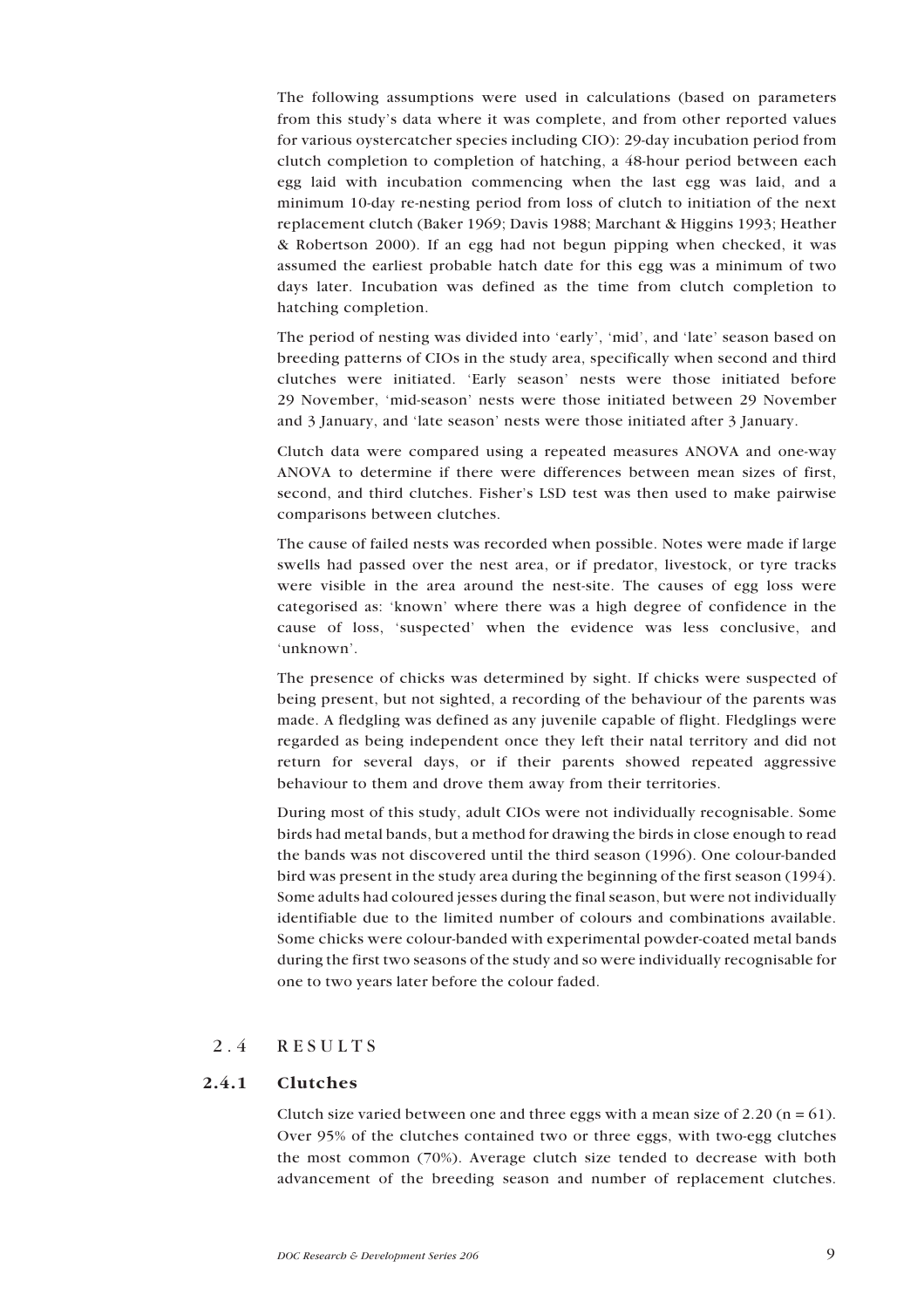The following assumptions were used in calculations (based on parameters from this study's data where it was complete, and from other reported values for various oystercatcher species including CIO): 29-day incubation period from clutch completion to completion of hatching, a 48-hour period between each egg laid with incubation commencing when the last egg was laid, and a minimum 10-day re-nesting period from loss of clutch to initiation of the next replacement clutch (Baker 1969; Davis 1988; Marchant & Higgins 1993; Heather & Robertson 2000). If an egg had not begun pipping when checked, it was assumed the earliest probable hatch date for this egg was a minimum of two days later. Incubation was defined as the time from clutch completion to hatching completion.

The period of nesting was divided into 'early', 'mid', and 'late' season based on breeding patterns of CIOs in the study area, specifically when second and third clutches were initiated. 'Early season' nests were those initiated before 29 November, 'mid-season' nests were those initiated between 29 November and 3 January, and 'late season' nests were those initiated after 3 January.

Clutch data were compared using a repeated measures ANOVA and one-way ANOVA to determine if there were differences between mean sizes of first, second, and third clutches. Fisher's LSD test was then used to make pairwise comparisons between clutches.

The cause of failed nests was recorded when possible. Notes were made if large swells had passed over the nest area, or if predator, livestock, or tyre tracks were visible in the area around the nest-site. The causes of egg loss were categorised as: 'known' where there was a high degree of confidence in the cause of loss, 'suspected' when the evidence was less conclusive, and 'unknown'.

The presence of chicks was determined by sight. If chicks were suspected of being present, but not sighted, a recording of the behaviour of the parents was made. A fledgling was defined as any juvenile capable of flight. Fledglings were regarded as being independent once they left their natal territory and did not return for several days, or if their parents showed repeated aggressive behaviour to them and drove them away from their territories.

During most of this study, adult CIOs were not individually recognisable. Some birds had metal bands, but a method for drawing the birds in close enough to read the bands was not discovered until the third season (1996). One colour-banded bird was present in the study area during the beginning of the first season (1994). Some adults had coloured jesses during the final season, but were not individually identifiable due to the limited number of colours and combinations available. Some chicks were colour-banded with experimental powder-coated metal bands during the first two seasons of the study and so were individually recognisable for one to two years later before the colour faded.

## 2.4 RESULTS

### 2.4.1 Clutches

Clutch size varied between one and three eggs with a mean size of 2.20 ($n = 61$). Over 95% of the clutches contained two or three eggs, with two-egg clutches the most common (70%). Average clutch size tended to decrease with both advancement of the breeding season and number of replacement clutches.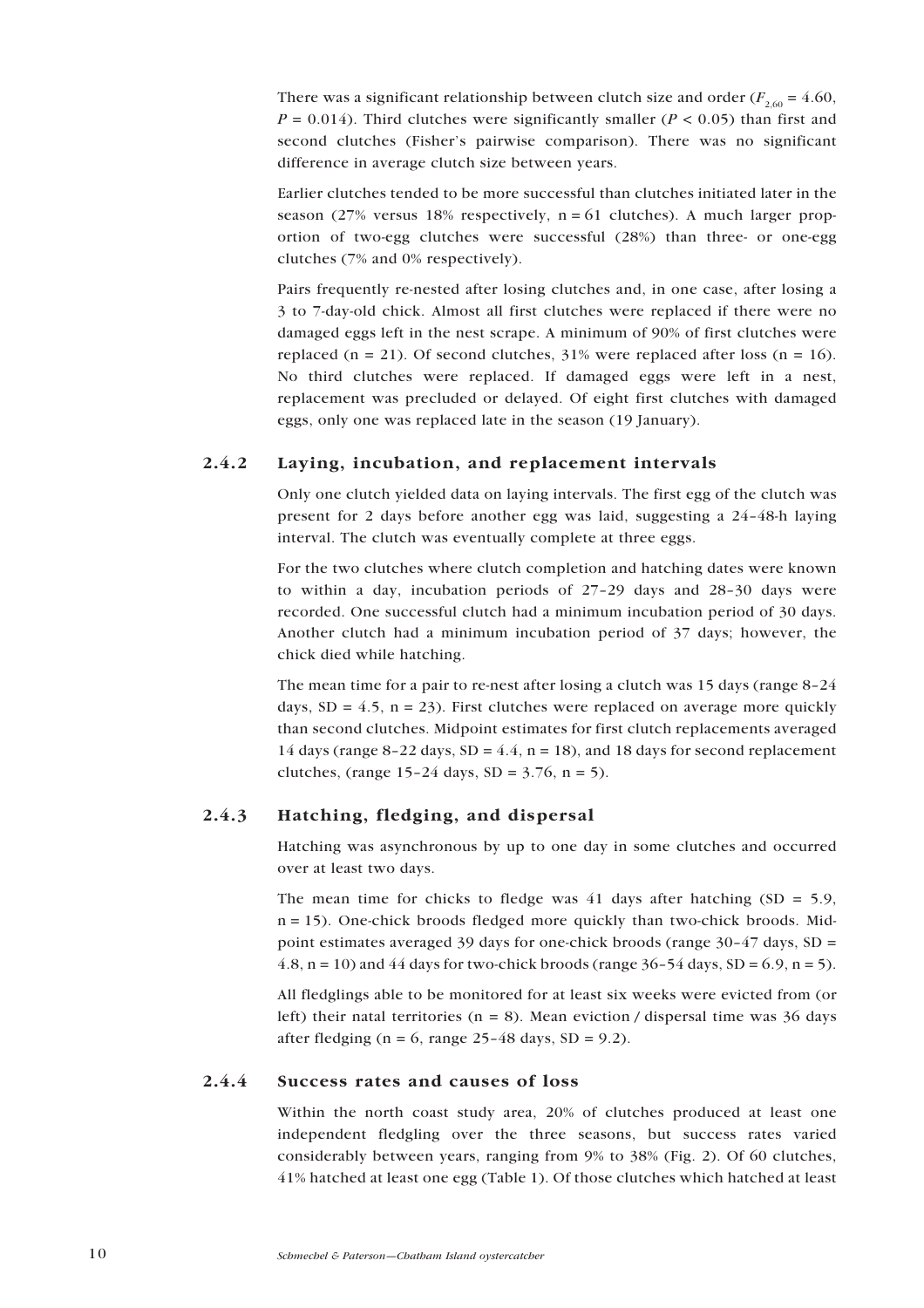There was a significant relationship between clutch size and order ($F_{2,60} = 4.60$, $P = 0.014$). Third clutches were significantly smaller ($P < 0.05$) than first and second clutches (Fisher's pairwise comparison). There was no significant difference in average clutch size between years.

Earlier clutches tended to be more successful than clutches initiated later in the season (27% versus 18% respectively, n = 61 clutches). A much larger proportion of two-egg clutches were successful (28%) than three- or one-egg clutches (7% and 0% respectively).

Pairs frequently re-nested after losing clutches and, in one case, after losing a 3 to 7-day-old chick. Almost all first clutches were replaced if there were no damaged eggs left in the nest scrape. A minimum of 90% of first clutches were replaced (n = 21). Of second clutches, 31% were replaced after loss (n = 16). No third clutches were replaced. If damaged eggs were left in a nest, replacement was precluded or delayed. Of eight first clutches with damaged eggs, only one was replaced late in the season (19 January).

### 2.4.2 Laying, incubation, and replacement intervals

Only one clutch yielded data on laying intervals. The first egg of the clutch was present for 2 days before another egg was laid, suggesting a 24–48-h laying interval. The clutch was eventually complete at three eggs.

For the two clutches where clutch completion and hatching dates were known to within a day, incubation periods of 27–29 days and 28–30 days were recorded. One successful clutch had a minimum incubation period of 30 days. Another clutch had a minimum incubation period of 37 days; however, the chick died while hatching.

The mean time for a pair to re-nest after losing a clutch was 15 days (range 8–24 days, SD = 4.5, n = 23). First clutches were replaced on average more quickly than second clutches. Midpoint estimates for first clutch replacements averaged 14 days (range 8–22 days, SD = 4.4, n = 18), and 18 days for second replacement clutches, (range 15–24 days, SD = 3.76, n = 5).

### 2.4.3 Hatching, fledging, and dispersal

Hatching was asynchronous by up to one day in some clutches and occurred over at least two days.

The mean time for chicks to fledge was 41 days after hatching (SD = 5.9, n = 15). One-chick broods fledged more quickly than two-chick broods. Midpoint estimates averaged 39 days for one-chick broods (range 30–47 days, SD = 4.8, n = 10) and 44 days for two-chick broods (range 36–54 days, SD = 6.9, n = 5).

All fledglings able to be monitored for at least six weeks were evicted from (or left) their natal territories (n = 8). Mean eviction / dispersal time was 36 days after fledging (n = 6, range 25–48 days, SD = 9.2).

### 2.4.4 Success rates and causes of loss

Within the north coast study area, 20% of clutches produced at least one independent fledgling over the three seasons, but success rates varied considerably between years, ranging from 9% to 38% (Fig. 2). Of 60 clutches, 41% hatched at least one egg (Table 1). Of those clutches which hatched at least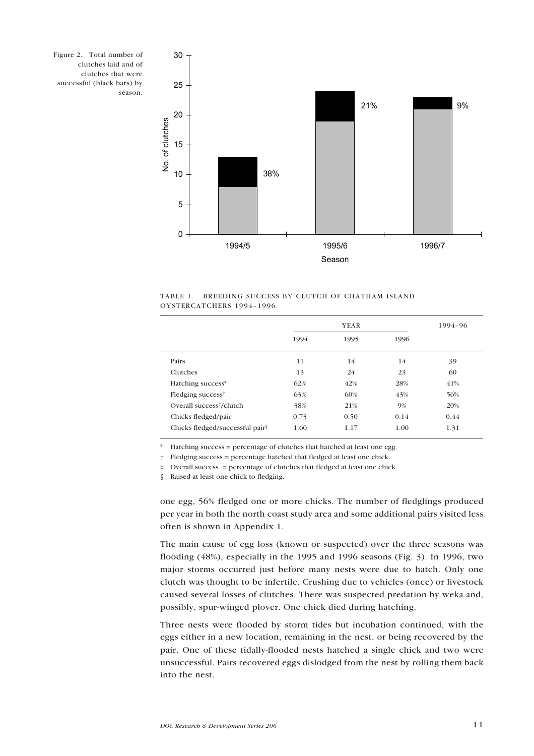Figure 2. Total number of clutches laid and of clutches that were successful (black bars) by season.

TABLE 1. BREEDING SUCCESS BY CLUTCH OF CHATHAM ISLAND OYSTERCATCHERS 1994–1996.

| | YEAR | | | 1994–96 |
|---|---|---|---|---|
| | 1994 | 1995 | 1996 | |
| Pairs | 11 | 14 | 14 | 39 |
| Clutches | 13 | 24 | 23 | 60 |
| Hatching success* | 62% | 42% | 28% | 41% |
| Fledging success† | 63% | 60% | 43% | 56% |
| Overall success‡/clutch | 38% | 21% | 9% | 20% |
| Chicks fledged/pair | 0.73 | 0.50 | 0.14 | 0.44 |
| Chicks fledged/successful pair§ | 1.60 | 1.17 | 1.00 | 1.31 |

\* Hatching success = percentage of clutches that hatched at least one egg.

† Fledging success = percentage hatched that fledged at least one chick.

‡ Overall success = percentage of clutches that fledged at least one chick.

§ Raised at least one chick to fledging.

one egg, 56% fledged one or more chicks. The number of fledglings produced per year in both the north coast study area and some additional pairs visited less often is shown in Appendix 1.

The main cause of egg loss (known or suspected) over the three seasons was flooding (48%), especially in the 1995 and 1996 seasons (Fig. 3). In 1996, two major storms occurred just before many nests were due to hatch. Only one clutch was thought to be infertile. Crushing due to vehicles (once) or livestock caused several losses of clutches. There was suspected predation by weka and, possibly, spur-winged plover. One chick died during hatching.

Three nests were flooded by storm tides but incubation continued, with the eggs either in a new location, remaining in the nest, or being recovered by the pair. One of these tidally-flooded nests hatched a single chick and two were unsuccessful. Pairs recovered eggs dislodged from the nest by rolling them back into the nest.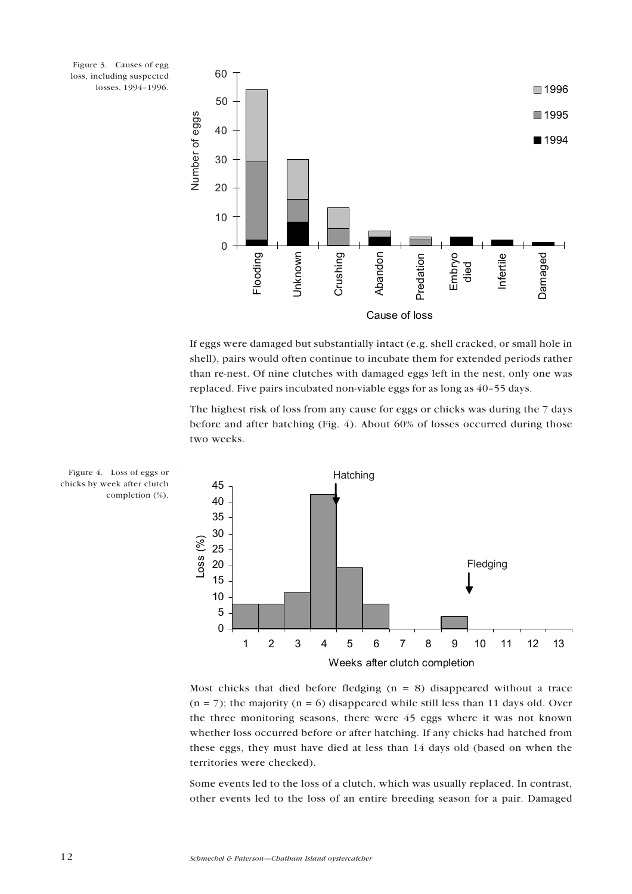Figure 3. Causes of egg loss, including suspected losses, 1994–1996.

If eggs were damaged but substantially intact (e.g. shell cracked, or small hole in shell), pairs would often continue to incubate them for extended periods rather than re-nest. Of nine clutches with damaged eggs left in the nest, only one was replaced. Five pairs incubated non-viable eggs for as long as 40–55 days.

The highest risk of loss from any cause for eggs or chicks was during the 7 days before and after hatching (Fig. 4). About 60% of losses occurred during those two weeks.

Figure 4. Loss of eggs or chicks by week after clutch completion (%).

Most chicks that died before fledging (n = 8) disappeared without a trace (n = 7); the majority (n = 6) disappeared while still less than 11 days old. Over the three monitoring seasons, there were 45 eggs where it was not known whether loss occurred before or after hatching. If any chicks had hatched from these eggs, they must have died at less than 14 days old (based on when the territories were checked).

Some events led to the loss of a clutch, which was usually replaced. In contrast, other events led to the loss of an entire breeding season for a pair. Damaged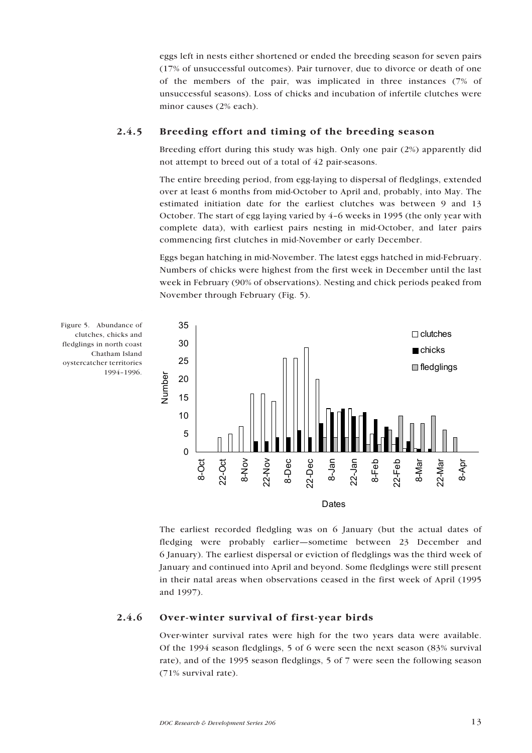eggs left in nests either shortened or ended the breeding season for seven pairs (17% of unsuccessful outcomes). Pair turnover, due to divorce or death of one of the members of the pair, was implicated in three instances (7% of unsuccessful seasons). Loss of chicks and incubation of infertile clutches were minor causes (2% each).

### 2.4.5 Breeding effort and timing of the breeding season

Breeding effort during this study was high. Only one pair (2%) apparently did not attempt to breed out of a total of 42 pair-seasons.

The entire breeding period, from egg-laying to dispersal of fledglings, extended over at least 6 months from mid-October to April and, probably, into May. The estimated initiation date for the earliest clutches was between 9 and 13 October. The start of egg laying varied by 4–6 weeks in 1995 (the only year with complete data), with earliest pairs nesting in mid-October, and later pairs commencing first clutches in mid-November or early December.

Eggs began hatching in mid-November. The latest eggs hatched in mid-February. Numbers of chicks were highest from the first week in December until the last week in February (90% of observations). Nesting and chick periods peaked from November through February (Fig. 5).

Figure 5. Abundance of clutches, chicks and fledglings in north coast Chatham Island oystercatcher territories 1994–1996.

The earliest recorded fledgling was on 6 January (but the actual dates of fledging were probably earlier—sometime between 23 December and 6 January). The earliest dispersal or eviction of fledglings was the third week of January and continued into April and beyond. Some fledglings were still present in their natal areas when observations ceased in the first week of April (1995 and 1997).

### 2.4.6 Over-winter survival of first-year birds

Over-winter survival rates were high for the two years data were available. Of the 1994 season fledglings, 5 of 6 were seen the next season (83% survival rate), and of the 1995 season fledglings, 5 of 7 were seen the following season (71% survival rate).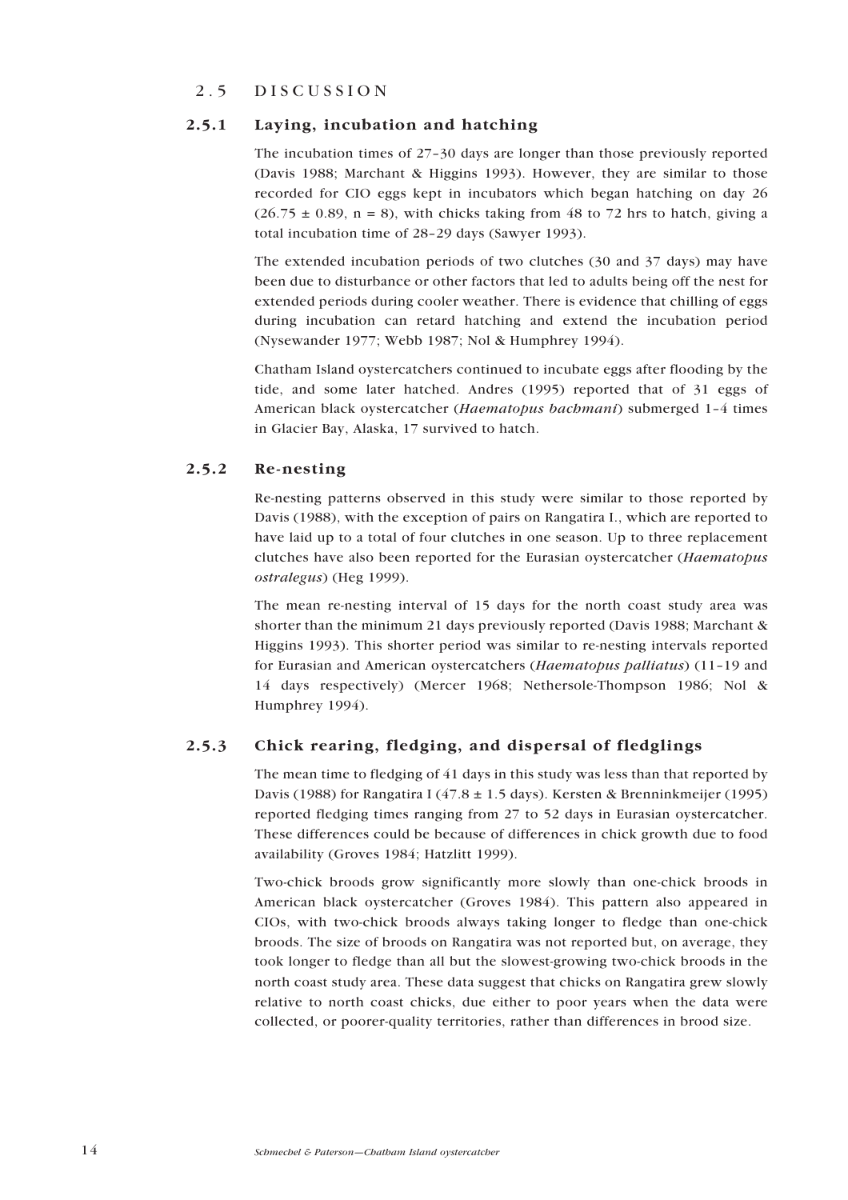## 2.5 DISCUSSION

### 2.5.1 Laying, incubation and hatching

The incubation times of 27–30 days are longer than those previously reported (Davis 1988; Marchant & Higgins 1993). However, they are similar to those recorded for CIO eggs kept in incubators which began hatching on day 26 ($26.75 \pm 0.89$, $n = 8$), with chicks taking from 48 to 72 hrs to hatch, giving a total incubation time of 28–29 days (Sawyer 1993).

The extended incubation periods of two clutches (30 and 37 days) may have been due to disturbance or other factors that led to adults being off the nest for extended periods during cooler weather. There is evidence that chilling of eggs during incubation can retard hatching and extend the incubation period (Nysewander 1977; Webb 1987; Nol & Humphrey 1994).

Chatham Island oystercatchers continued to incubate eggs after flooding by the tide, and some later hatched. Andres (1995) reported that of 31 eggs of American black oystercatcher (*Haematopus bachmani*) submerged 1–4 times in Glacier Bay, Alaska, 17 survived to hatch.

### 2.5.2 Re-nesting

Re-nesting patterns observed in this study were similar to those reported by Davis (1988), with the exception of pairs on Rangatira I., which are reported to have laid up to a total of four clutches in one season. Up to three replacement clutches have also been reported for the Eurasian oystercatcher (*Haematopus ostralegus*) (Heg 1999).

The mean re-nesting interval of 15 days for the north coast study area was shorter than the minimum 21 days previously reported (Davis 1988; Marchant & Higgins 1993). This shorter period was similar to re-nesting intervals reported for Eurasian and American oystercatchers (*Haematopus palliatus*) (11–19 and 14 days respectively) (Mercer 1968; Nethersole-Thompson 1986; Nol & Humphrey 1994).

### 2.5.3 Chick rearing, fledging, and dispersal of fledglings

The mean time to fledging of 41 days in this study was less than that reported by Davis (1988) for Rangatira I ($47.8 \pm 1.5$ days). Kersten & Brenninkmeijer (1995) reported fledging times ranging from 27 to 52 days in Eurasian oystercatcher. These differences could be because of differences in chick growth due to food availability (Groves 1984; Hatzlitt 1999).

Two-chick broods grow significantly more slowly than one-chick broods in American black oystercatcher (Groves 1984). This pattern also appeared in CIOs, with two-chick broods always taking longer to fledge than one-chick broods. The size of broods on Rangatira was not reported but, on average, they took longer to fledge than all but the slowest-growing two-chick broods in the north coast study area. These data suggest that chicks on Rangatira grew slowly relative to north coast chicks, due either to poor years when the data were collected, or poorer-quality territories, rather than differences in brood size.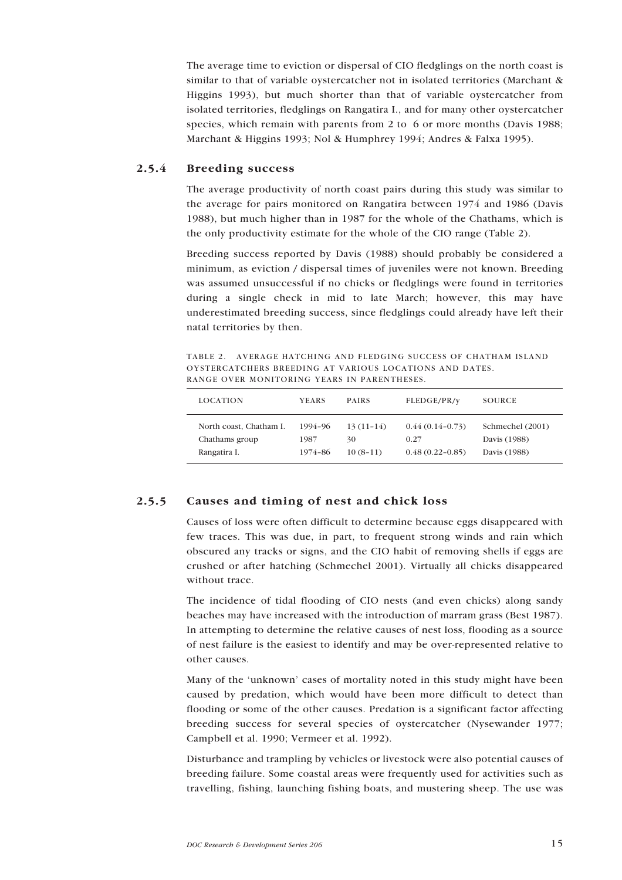The average time to eviction or dispersal of CIO fledglings on the north coast is similar to that of variable oystercatcher not in isolated territories (Marchant & Higgins 1993), but much shorter than that of variable oystercatcher from isolated territories, fledglings on Rangatira I., and for many other oystercatcher species, which remain with parents from 2 to 6 or more months (Davis 1988; Marchant & Higgins 1993; Nol & Humphrey 1994; Andres & Falxa 1995).

### 2.5.4 Breeding success

The average productivity of north coast pairs during this study was similar to the average for pairs monitored on Rangatira between 1974 and 1986 (Davis 1988), but much higher than in 1987 for the whole of the Chathams, which is the only productivity estimate for the whole of the CIO range (Table 2).

Breeding success reported by Davis (1988) should probably be considered a minimum, as eviction / dispersal times of juveniles were not known. Breeding was assumed unsuccessful if no chicks or fledglings were found in territories during a single check in mid to late March; however, this may have underestimated breeding success, since fledglings could already have left their natal territories by then.

TABLE 2. AVERAGE HATCHING AND FLEDGING SUCCESS OF CHATHAM ISLAND OYSTERCATCHERS BREEDING AT VARIOUS LOCATIONS AND DATES. RANGE OVER MONITORING YEARS IN PARENTHESES.

| LOCATION | YEARS | PAIRS | FLEDGE/PR/y | SOURCE |
|---|---|---|---|---|
| North coast, Chatham I. | 1994–96 | 13 (11–14) | 0.44 (0.14–0.73) | Schmechel (2001) |
| Chathams group | 1987 | 30 | 0.27 | Davis (1988) |
| Rangatira I. | 1974–86 | 10 (8–11) | 0.48 (0.22–0.85) | Davis (1988) |

### 2.5.5 Causes and timing of nest and chick loss

Causes of loss were often difficult to determine because eggs disappeared with few traces. This was due, in part, to frequent strong winds and rain which obscured any tracks or signs, and the CIO habit of removing shells if eggs are crushed or after hatching (Schmechel 2001). Virtually all chicks disappeared without trace.

The incidence of tidal flooding of CIO nests (and even chicks) along sandy beaches may have increased with the introduction of marram grass (Best 1987). In attempting to determine the relative causes of nest loss, flooding as a source of nest failure is the easiest to identify and may be over-represented relative to other causes.

Many of the 'unknown' cases of mortality noted in this study might have been caused by predation, which would have been more difficult to detect than flooding or some of the other causes. Predation is a significant factor affecting breeding success for several species of oystercatcher (Nysewander 1977; Campbell et al. 1990; Vermeer et al. 1992).

Disturbance and trampling by vehicles or livestock were also potential causes of breeding failure. Some coastal areas were frequently used for activities such as travelling, fishing, launching fishing boats, and mustering sheep. The use was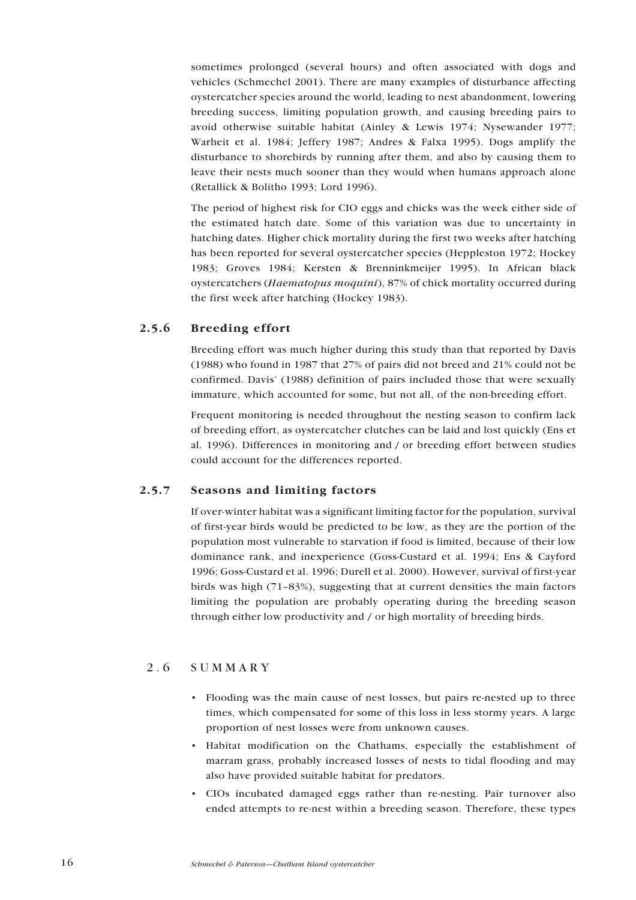sometimes prolonged (several hours) and often associated with dogs and vehicles (Schmechel 2001). There are many examples of disturbance affecting oystercatcher species around the world, leading to nest abandonment, lowering breeding success, limiting population growth, and causing breeding pairs to avoid otherwise suitable habitat (Ainley & Lewis 1974; Nysewander 1977; Warheit et al. 1984; Jeffery 1987; Andres & Falxa 1995). Dogs amplify the disturbance to shorebirds by running after them, and also by causing them to leave their nests much sooner than they would when humans approach alone (Retallick & Bolitho 1993; Lord 1996).

The period of highest risk for CIO eggs and chicks was the week either side of the estimated hatch date. Some of this variation was due to uncertainty in hatching dates. Higher chick mortality during the first two weeks after hatching has been reported for several oystercatcher species (Heppleston 1972; Hockey 1983; Groves 1984; Kersten & Brenninkmeijer 1995). In African black oystercatchers (*Haematopus moquini*), 87% of chick mortality occurred during the first week after hatching (Hockey 1983).

### 2.5.6 Breeding effort

Breeding effort was much higher during this study than that reported by Davis (1988) who found in 1987 that 27% of pairs did not breed and 21% could not be confirmed. Davis' (1988) definition of pairs included those that were sexually immature, which accounted for some, but not all, of the non-breeding effort.

Frequent monitoring is needed throughout the nesting season to confirm lack of breeding effort, as oystercatcher clutches can be laid and lost quickly (Ens et al. 1996). Differences in monitoring and / or breeding effort between studies could account for the differences reported.

### 2.5.7 Seasons and limiting factors

If over-winter habitat was a significant limiting factor for the population, survival of first-year birds would be predicted to be low, as they are the portion of the population most vulnerable to starvation if food is limited, because of their low dominance rank, and inexperience (Goss-Custard et al. 1994; Ens & Cayford 1996; Goss-Custard et al. 1996; Durell et al. 2000). However, survival of first-year birds was high (71–83%), suggesting that at current densities the main factors limiting the population are probably operating during the breeding season through either low productivity and / or high mortality of breeding birds.

## 2.6 SUMMARY

- Flooding was the main cause of nest losses, but pairs re-nested up to three times, which compensated for some of this loss in less stormy years. A large proportion of nest losses were from unknown causes.
- Habitat modification on the Chathams, especially the establishment of marram grass, probably increased losses of nests to tidal flooding and may also have provided suitable habitat for predators.
- CIOs incubated damaged eggs rather than re-nesting. Pair turnover also ended attempts to re-nest within a breeding season. Therefore, these types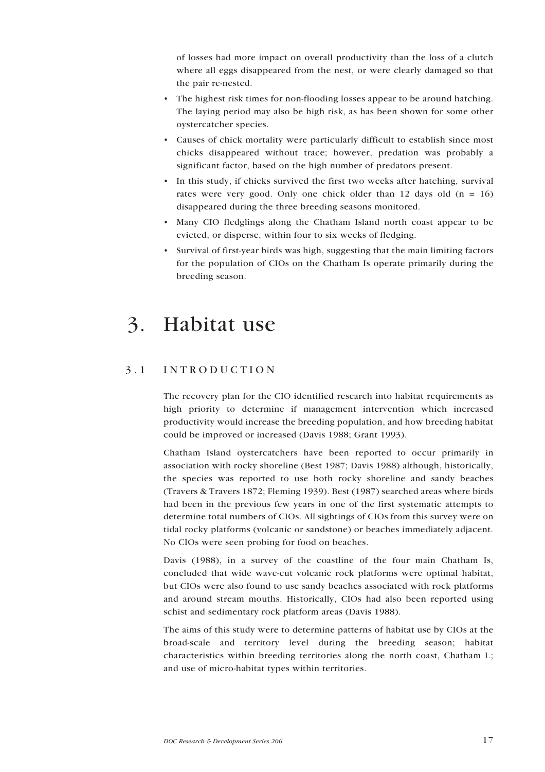of losses had more impact on overall productivity than the loss of a clutch where all eggs disappeared from the nest, or were clearly damaged so that the pair re-nested.

- The highest risk times for non-flooding losses appear to be around hatching. The laying period may also be high risk, as has been shown for some other oystercatcher species.
- Causes of chick mortality were particularly difficult to establish since most chicks disappeared without trace; however, predation was probably a significant factor, based on the high number of predators present.
- In this study, if chicks survived the first two weeks after hatching, survival rates were very good. Only one chick older than 12 days old (n = 16) disappeared during the three breeding seasons monitored.
- Many CIO fledglings along the Chatham Island north coast appear to be evicted, or disperse, within four to six weeks of fledging.
- Survival of first-year birds was high, suggesting that the main limiting factors for the population of CIOs on the Chatham Is operate primarily during the breeding season.

# 3. Habitat use

## 3.1 INTRODUCTION

The recovery plan for the CIO identified research into habitat requirements as high priority to determine if management intervention which increased productivity would increase the breeding population, and how breeding habitat could be improved or increased (Davis 1988; Grant 1993).

Chatham Island oystercatchers have been reported to occur primarily in association with rocky shoreline (Best 1987; Davis 1988) although, historically, the species was reported to use both rocky shoreline and sandy beaches (Travers & Travers 1872; Fleming 1939). Best (1987) searched areas where birds had been in the previous few years in one of the first systematic attempts to determine total numbers of CIOs. All sightings of CIOs from this survey were on tidal rocky platforms (volcanic or sandstone) or beaches immediately adjacent. No CIOs were seen probing for food on beaches.

Davis (1988), in a survey of the coastline of the four main Chatham Is, concluded that wide wave-cut volcanic rock platforms were optimal habitat, but CIOs were also found to use sandy beaches associated with rock platforms and around stream mouths. Historically, CIOs had also been reported using schist and sedimentary rock platform areas (Davis 1988).

The aims of this study were to determine patterns of habitat use by CIOs at the broad-scale and territory level during the breeding season; habitat characteristics within breeding territories along the north coast, Chatham I.; and use of micro-habitat types within territories.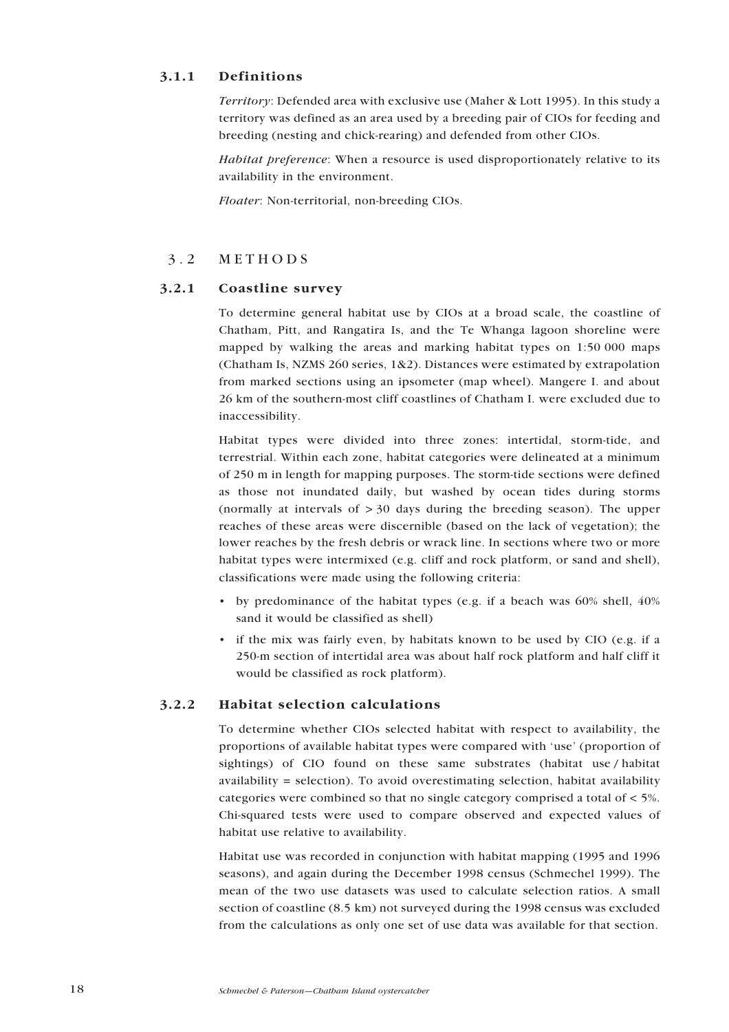### 3.1.1 Definitions

*Territory*: Defended area with exclusive use (Maher & Lott 1995). In this study a territory was defined as an area used by a breeding pair of CIOs for feeding and breeding (nesting and chick-rearing) and defended from other CIOs.

*Habitat preference*: When a resource is used disproportionately relative to its availability in the environment.

*Floater*: Non-territorial, non-breeding CIOs.

## 3.2 METHODS

### 3.2.1 Coastline survey

To determine general habitat use by CIOs at a broad scale, the coastline of Chatham, Pitt, and Rangatira Is, and the Te Whanga lagoon shoreline were mapped by walking the areas and marking habitat types on 1:50 000 maps (Chatham Is, NZMS 260 series, 1&2). Distances were estimated by extrapolation from marked sections using an ipsometer (map wheel). Mangere I. and about 26 km of the southern-most cliff coastlines of Chatham I. were excluded due to inaccessibility.

Habitat types were divided into three zones: intertidal, storm-tide, and terrestrial. Within each zone, habitat categories were delineated at a minimum of 250 m in length for mapping purposes. The storm-tide sections were defined as those not inundated daily, but washed by ocean tides during storms (normally at intervals of > 30 days during the breeding season). The upper reaches of these areas were discernible (based on the lack of vegetation); the lower reaches by the fresh debris or wrack line. In sections where two or more habitat types were intermixed (e.g. cliff and rock platform, or sand and shell), classifications were made using the following criteria:

- by predominance of the habitat types (e.g. if a beach was 60% shell, 40% sand it would be classified as shell)
- if the mix was fairly even, by habitats known to be used by CIO (e.g. if a 250-m section of intertidal area was about half rock platform and half cliff it would be classified as rock platform).

### 3.2.2 Habitat selection calculations

To determine whether CIOs selected habitat with respect to availability, the proportions of available habitat types were compared with 'use' (proportion of sightings) of CIO found on these same substrates (habitat use / habitat availability = selection). To avoid overestimating selection, habitat availability categories were combined so that no single category comprised a total of < 5%. Chi-squared tests were used to compare observed and expected values of habitat use relative to availability.

Habitat use was recorded in conjunction with habitat mapping (1995 and 1996 seasons), and again during the December 1998 census (Schmechel 1999). The mean of the two use datasets was used to calculate selection ratios. A small section of coastline (8.5 km) not surveyed during the 1998 census was excluded from the calculations as only one set of use data was available for that section.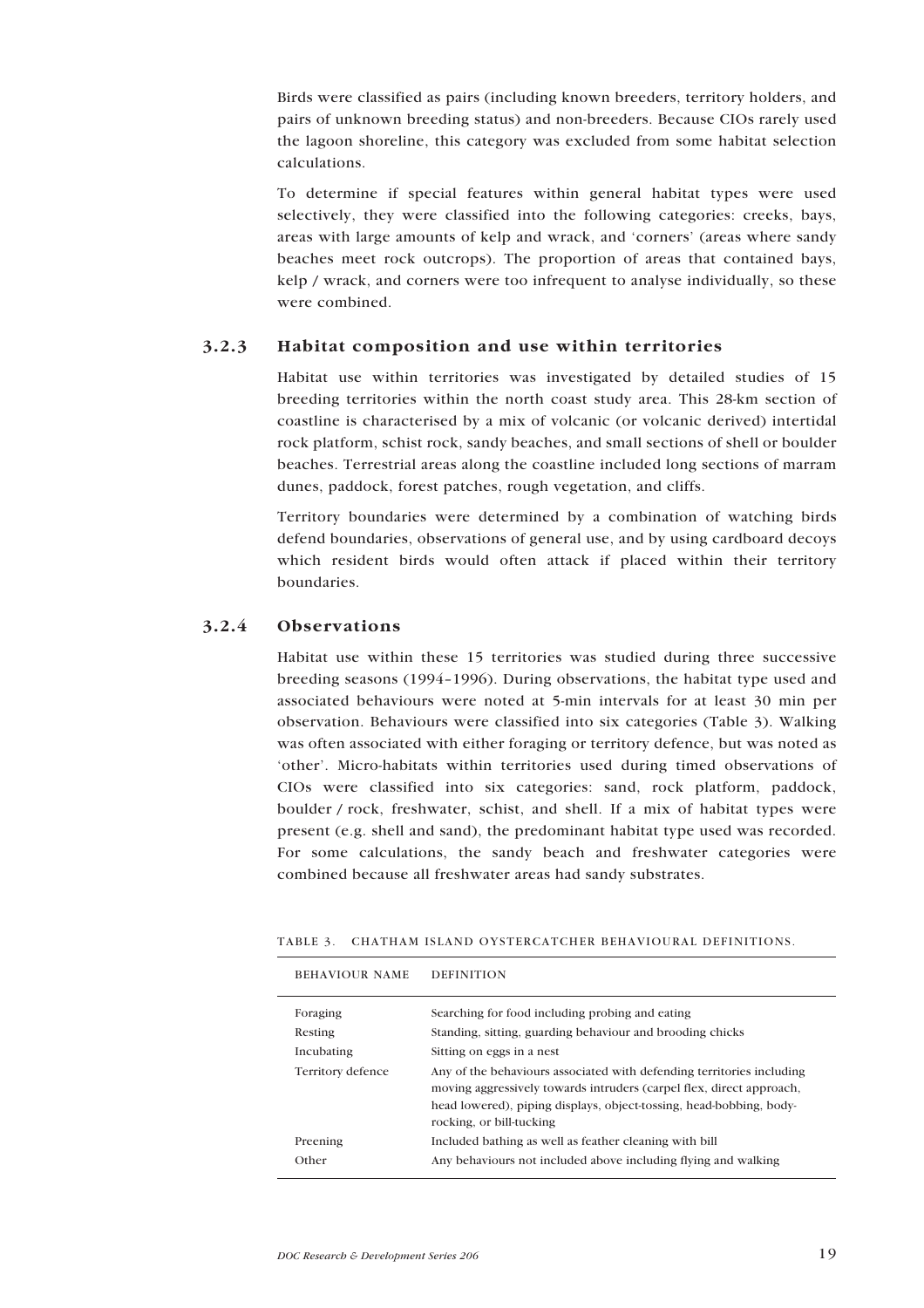Birds were classified as pairs (including known breeders, territory holders, and pairs of unknown breeding status) and non-breeders. Because CIOs rarely used the lagoon shoreline, this category was excluded from some habitat selection calculations.

To determine if special features within general habitat types were used selectively, they were classified into the following categories: creeks, bays, areas with large amounts of kelp and wrack, and 'corners' (areas where sandy beaches meet rock outcrops). The proportion of areas that contained bays, kelp / wrack, and corners were too infrequent to analyse individually, so these were combined.

### 3.2.3 Habitat composition and use within territories

Habitat use within territories was investigated by detailed studies of 15 breeding territories within the north coast study area. This 28-km section of coastline is characterised by a mix of volcanic (or volcanic derived) intertidal rock platform, schist rock, sandy beaches, and small sections of shell or boulder beaches. Terrestrial areas along the coastline included long sections of marram dunes, paddock, forest patches, rough vegetation, and cliffs.

Territory boundaries were determined by a combination of watching birds defend boundaries, observations of general use, and by using cardboard decoys which resident birds would often attack if placed within their territory boundaries.

### 3.2.4 Observations

Habitat use within these 15 territories was studied during three successive breeding seasons (1994–1996). During observations, the habitat type used and associated behaviours were noted at 5-min intervals for at least 30 min per observation. Behaviours were classified into six categories (Table 3). Walking was often associated with either foraging or territory defence, but was noted as 'other'. Micro-habitats within territories used during timed observations of CIOs were classified into six categories: sand, rock platform, paddock, boulder / rock, freshwater, schist, and shell. If a mix of habitat types were present (e.g. shell and sand), the predominant habitat type used was recorded. For some calculations, the sandy beach and freshwater categories were combined because all freshwater areas had sandy substrates.

TABLE 3. CHATHAM ISLAND OYSTERCATCHER BEHAVIOURAL DEFINITIONS.

| BEHAVIOUR NAME | DEFINITION |
|---|---|
| Foraging | Searching for food including probing and eating |
| Resting | Standing, sitting, guarding behaviour and brooding chicks |
| Incubating | Sitting on eggs in a nest |
| Territory defence | Any of the behaviours associated with defending territories including moving aggressively towards intruders (carpel flex, direct approach, head lowered), piping displays, object-tossing, head-bobbing, body-rocking, or bill-tucking |
| Preening | Included bathing as well as feather cleaning with bill |
| Other | Any behaviours not included above including flying and walking |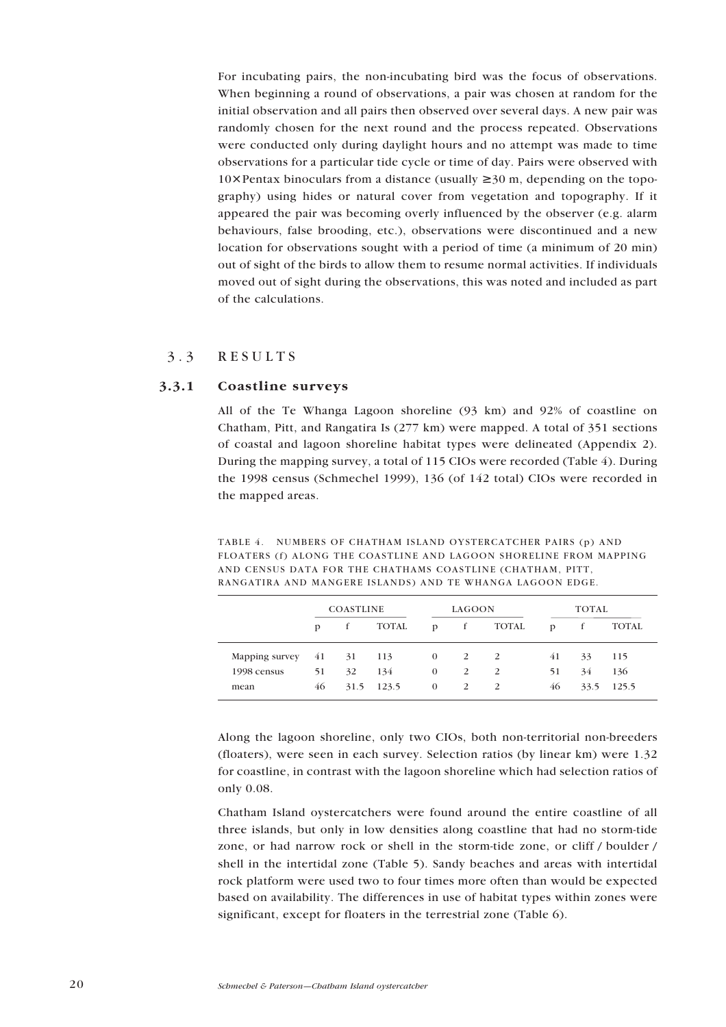For incubating pairs, the non-incubating bird was the focus of observations. When beginning a round of observations, a pair was chosen at random for the initial observation and all pairs then observed over several days. A new pair was randomly chosen for the next round and the process repeated. Observations were conducted only during daylight hours and no attempt was made to time observations for a particular tide cycle or time of day. Pairs were observed with 10× Pentax binoculars from a distance (usually ≥30 m, depending on the topography) using hides or natural cover from vegetation and topography. If it appeared the pair was becoming overly influenced by the observer (e.g. alarm behaviours, false brooding, etc.), observations were discontinued and a new location for observations sought with a period of time (a minimum of 20 min) out of sight of the birds to allow them to resume normal activities. If individuals moved out of sight during the observations, this was noted and included as part of the calculations.

## 3.3 RESULTS

### 3.3.1 Coastline surveys

All of the Te Whanga Lagoon shoreline (93 km) and 92% of coastline on Chatham, Pitt, and Rangatira Is (277 km) were mapped. A total of 351 sections of coastal and lagoon shoreline habitat types were delineated (Appendix 2). During the mapping survey, a total of 115 CIOs were recorded (Table 4). During the 1998 census (Schmechel 1999), 136 (of 142 total) CIOs were recorded in the mapped areas.

TABLE 4. NUMBERS OF CHATHAM ISLAND OYSTERCATCHER PAIRS (p) AND FLOATERS (f) ALONG THE COASTLINE AND LAGOON SHORELINE FROM MAPPING AND CENSUS DATA FOR THE CHATHAMS COASTLINE (CHATHAM, PITT, RANGATIRA AND MANGERE ISLANDS) AND TE WHANGA LAGOON EDGE.

| | COASTLINE | | | LAGOON | | | TOTAL | | |
|---|---|---|---|---|---|---|---|---|---|
| | p | f | TOTAL | p | f | TOTAL | p | f | TOTAL |
| Mapping survey | 41 | 31 | 113 | 0 | 2 | 2 | 41 | 33 | 115 |
| 1998 census | 51 | 32 | 134 | 0 | 2 | 2 | 51 | 34 | 136 |
| mean | 46 | 31.5 | 123.5 | 0 | 2 | 2 | 46 | 33.5 | 125.5 |

Along the lagoon shoreline, only two CIOs, both non-territorial non-breeders (floaters), were seen in each survey. Selection ratios (by linear km) were 1.32 for coastline, in contrast with the lagoon shoreline which had selection ratios of only 0.08.

Chatham Island oystercatchers were found around the entire coastline of all three islands, but only in low densities along coastline that had no storm-tide zone, or had narrow rock or shell in the storm-tide zone, or cliff / boulder / shell in the intertidal zone (Table 5). Sandy beaches and areas with intertidal rock platform were used two to four times more often than would be expected based on availability. The differences in use of habitat types within zones were significant, except for floaters in the terrestrial zone (Table 6).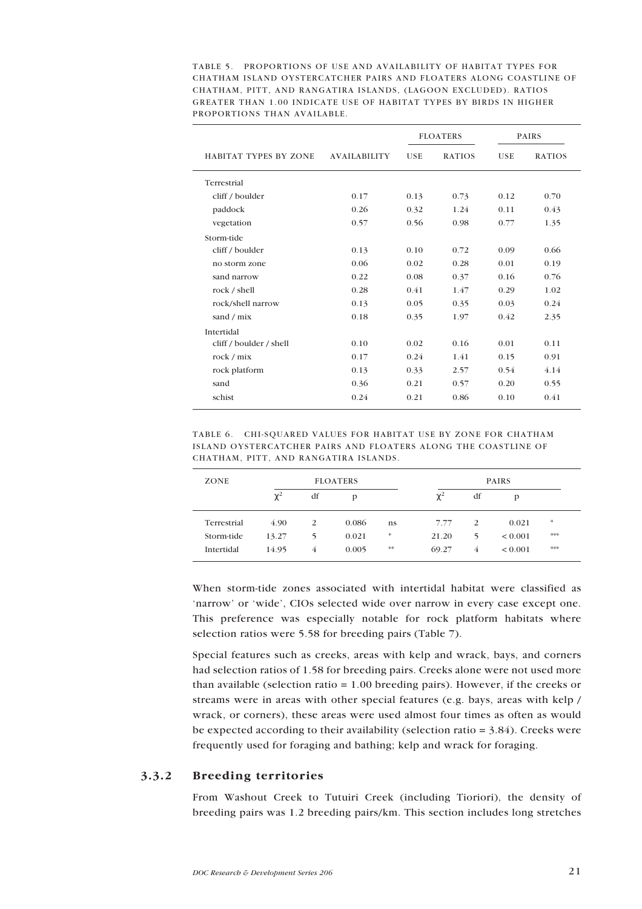TABLE 5. PROPORTIONS OF USE AND AVAILABILITY OF HABITAT TYPES FOR CHATHAM ISLAND OYSTERCATCHER PAIRS AND FLOATERS ALONG COASTLINE OF CHATHAM, PITT, AND RANGATIRA ISLANDS, (LAGOON EXCLUDED). RATIOS GREATER THAN 1.00 INDICATE USE OF HABITAT TYPES BY BIRDS IN HIGHER PROPORTIONS THAN AVAILABLE.

| HABITAT TYPES BY ZONE | AVAILABILITY | FLOATERS | | PAIRS | |
|---|---|---|---|---|---|
| | | USE | RATIOS | USE | RATIOS |
| Terrestrial | | | | | |
| cliff / boulder | 0.17 | 0.13 | 0.73 | 0.12 | 0.70 |
| paddock | 0.26 | 0.32 | 1.24 | 0.11 | 0.43 |
| vegetation | 0.57 | 0.56 | 0.98 | 0.77 | 1.35 |
| Storm-tide | | | | | |
| cliff / boulder | 0.13 | 0.10 | 0.72 | 0.09 | 0.66 |
| no storm zone | 0.06 | 0.02 | 0.28 | 0.01 | 0.19 |
| sand narrow | 0.22 | 0.08 | 0.37 | 0.16 | 0.76 |
| rock / shell | 0.28 | 0.41 | 1.47 | 0.29 | 1.02 |
| rock/shell narrow | 0.13 | 0.05 | 0.35 | 0.03 | 0.24 |
| sand / mix | 0.18 | 0.35 | 1.97 | 0.42 | 2.35 |
| Intertidal | | | | | |
| cliff / boulder / shell | 0.10 | 0.02 | 0.16 | 0.01 | 0.11 |
| rock / mix | 0.17 | 0.24 | 1.41 | 0.15 | 0.91 |
| rock platform | 0.13 | 0.33 | 2.57 | 0.54 | 4.14 |
| sand | 0.36 | 0.21 | 0.57 | 0.20 | 0.55 |
| schist | 0.24 | 0.21 | 0.86 | 0.10 | 0.41 |

TABLE 6. CHI-SQUARED VALUES FOR HABITAT USE BY ZONE FOR CHATHAM ISLAND OYSTERCATCHER PAIRS AND FLOATERS ALONG THE COASTLINE OF CHATHAM, PITT, AND RANGATIRA ISLANDS.

| ZONE | FLOATERS | | | | PAIRS | | | |
|---|---|---|---|---|---|---|---|---|
| | $\chi^2$ | df | p | | $\chi^2$ | df | p | |
| Terrestrial | 4.90 | 2 | 0.086 | ns | 7.77 | 2 | 0.021 | * |
| Storm-tide | 13.27 | 5 | 0.021 | * | 21.20 | 5 | < 0.001 | *** |
| Intertidal | 14.95 | 4 | 0.005 | ** | 69.27 | 4 | < 0.001 | *** |

When storm-tide zones associated with intertidal habitat were classified as 'narrow' or 'wide', CIOs selected wide over narrow in every case except one. This preference was especially notable for rock platform habitats where selection ratios were 5.58 for breeding pairs (Table 7).

Special features such as creeks, areas with kelp and wrack, bays, and corners had selection ratios of 1.58 for breeding pairs. Creeks alone were not used more than available (selection ratio = 1.00 breeding pairs). However, if the creeks or streams were in areas with other special features (e.g. bays, areas with kelp / wrack, or corners), these areas were used almost four times as often as would be expected according to their availability (selection ratio = 3.84). Creeks were frequently used for foraging and bathing; kelp and wrack for foraging.

### 3.3.2 Breeding territories

From Washout Creek to Tutuiri Creek (including Tioriori), the density of breeding pairs was 1.2 breeding pairs/km. This section includes long stretches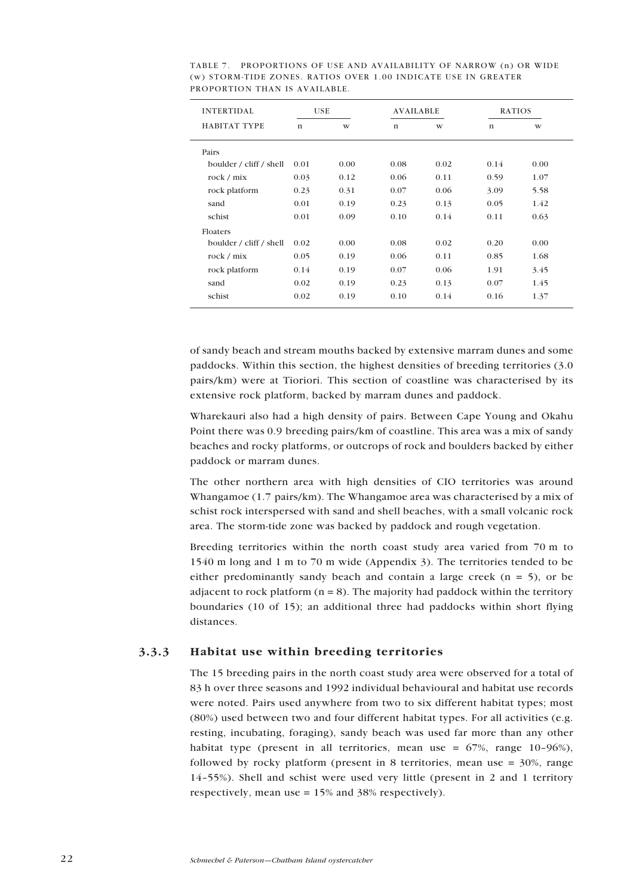TABLE 7. PROPORTIONS OF USE AND AVAILABILITY OF NARROW (n) OR WIDE (w) STORM-TIDE ZONES. RATIOS OVER 1.00 INDICATE USE IN GREATER PROPORTION THAN IS AVAILABLE.

| INTERTIDAL HABITAT TYPE | USE | | AVAILABLE | | RATIOS | |
|---|---|---|---|---|---|---|
| | n | w | n | w | n | w |
| Pairs | | | | | | |
| boulder / cliff / shell | 0.01 | 0.00 | 0.08 | 0.02 | 0.14 | 0.00 |
| rock / mix | 0.03 | 0.12 | 0.06 | 0.11 | 0.59 | 1.07 |
| rock platform | 0.23 | 0.31 | 0.07 | 0.06 | 3.09 | 5.58 |
| sand | 0.01 | 0.19 | 0.23 | 0.13 | 0.05 | 1.42 |
| schist | 0.01 | 0.09 | 0.10 | 0.14 | 0.11 | 0.63 |
| Floaters | | | | | | |
| boulder / cliff / shell | 0.02 | 0.00 | 0.08 | 0.02 | 0.20 | 0.00 |
| rock / mix | 0.05 | 0.19 | 0.06 | 0.11 | 0.85 | 1.68 |
| rock platform | 0.14 | 0.19 | 0.07 | 0.06 | 1.91 | 3.45 |
| sand | 0.02 | 0.19 | 0.23 | 0.13 | 0.07 | 1.45 |
| schist | 0.02 | 0.19 | 0.10 | 0.14 | 0.16 | 1.37 |

of sandy beach and stream mouths backed by extensive marram dunes and some paddocks. Within this section, the highest densities of breeding territories (3.0 pairs/km) were at Tioriori. This section of coastline was characterised by its extensive rock platform, backed by marram dunes and paddock.

Wharekauri also had a high density of pairs. Between Cape Young and Okahu Point there was 0.9 breeding pairs/km of coastline. This area was a mix of sandy beaches and rocky platforms, or outcrops of rock and boulders backed by either paddock or marram dunes.

The other northern area with high densities of CIO territories was around Whangamoe (1.7 pairs/km). The Whangamoe area was characterised by a mix of schist rock interspersed with sand and shell beaches, with a small volcanic rock area. The storm-tide zone was backed by paddock and rough vegetation.

Breeding territories within the north coast study area varied from 70 m to 1540 m long and 1 m to 70 m wide (Appendix 3). The territories tended to be either predominantly sandy beach and contain a large creek (n = 5), or be adjacent to rock platform (n = 8). The majority had paddock within the territory boundaries (10 of 15); an additional three had paddocks within short flying distances.

### 3.3.3 Habitat use within breeding territories

The 15 breeding pairs in the north coast study area were observed for a total of 83 h over three seasons and 1992 individual behavioural and habitat use records were noted. Pairs used anywhere from two to six different habitat types; most (80%) used between two and four different habitat types. For all activities (e.g. resting, incubating, foraging), sandy beach was used far more than any other habitat type (present in all territories, mean use = 67%, range 10–96%), followed by rocky platform (present in 8 territories, mean use = 30%, range 14–55%). Shell and schist were used very little (present in 2 and 1 territory respectively, mean use = 15% and 38% respectively).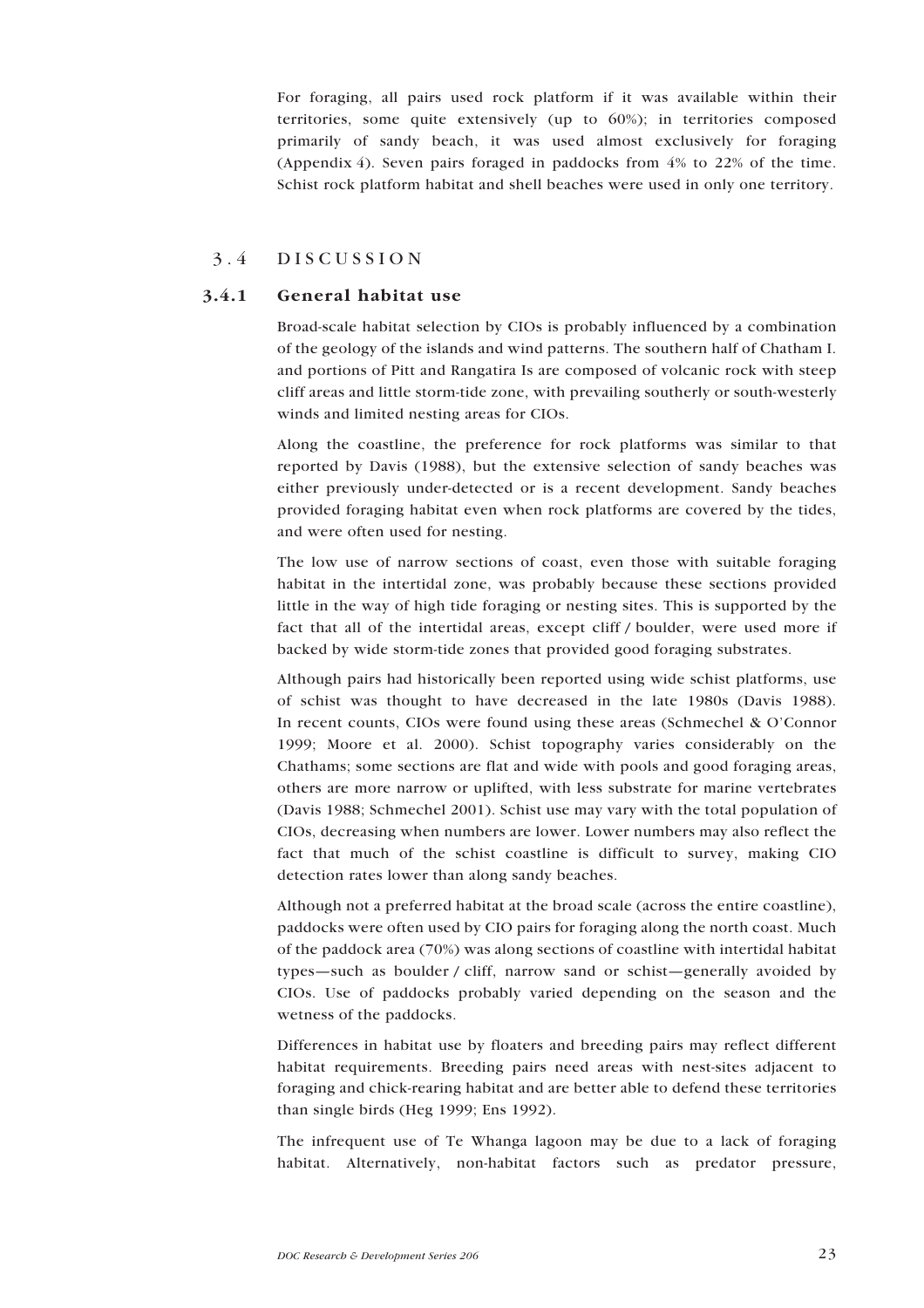For foraging, all pairs used rock platform if it was available within their territories, some quite extensively (up to 60%); in territories composed primarily of sandy beach, it was used almost exclusively for foraging (Appendix 4). Seven pairs foraged in paddocks from 4% to 22% of the time. Schist rock platform habitat and shell beaches were used in only one territory.

## 3.4 DISCUSSION

### 3.4.1 General habitat use

Broad-scale habitat selection by CIOs is probably influenced by a combination of the geology of the islands and wind patterns. The southern half of Chatham I. and portions of Pitt and Rangatira Is are composed of volcanic rock with steep cliff areas and little storm-tide zone, with prevailing southerly or south-westerly winds and limited nesting areas for CIOs.

Along the coastline, the preference for rock platforms was similar to that reported by Davis (1988), but the extensive selection of sandy beaches was either previously under-detected or is a recent development. Sandy beaches provided foraging habitat even when rock platforms are covered by the tides, and were often used for nesting.

The low use of narrow sections of coast, even those with suitable foraging habitat in the intertidal zone, was probably because these sections provided little in the way of high tide foraging or nesting sites. This is supported by the fact that all of the intertidal areas, except cliff / boulder, were used more if backed by wide storm-tide zones that provided good foraging substrates.

Although pairs had historically been reported using wide schist platforms, use of schist was thought to have decreased in the late 1980s (Davis 1988). In recent counts, CIOs were found using these areas (Schmechel & O'Connor 1999; Moore et al. 2000). Schist topography varies considerably on the Chathams; some sections are flat and wide with pools and good foraging areas, others are more narrow or uplifted, with less substrate for marine vertebrates (Davis 1988; Schmechel 2001). Schist use may vary with the total population of CIOs, decreasing when numbers are lower. Lower numbers may also reflect the fact that much of the schist coastline is difficult to survey, making CIO detection rates lower than along sandy beaches.

Although not a preferred habitat at the broad scale (across the entire coastline), paddocks were often used by CIO pairs for foraging along the north coast. Much of the paddock area (70%) was along sections of coastline with intertidal habitat types—such as boulder / cliff, narrow sand or schist—generally avoided by CIOs. Use of paddocks probably varied depending on the season and the wetness of the paddocks.

Differences in habitat use by floaters and breeding pairs may reflect different habitat requirements. Breeding pairs need areas with nest-sites adjacent to foraging and chick-rearing habitat and are better able to defend these territories than single birds (Heg 1999; Ens 1992).

The infrequent use of Te Whanga lagoon may be due to a lack of foraging habitat. Alternatively, non-habitat factors such as predator pressure,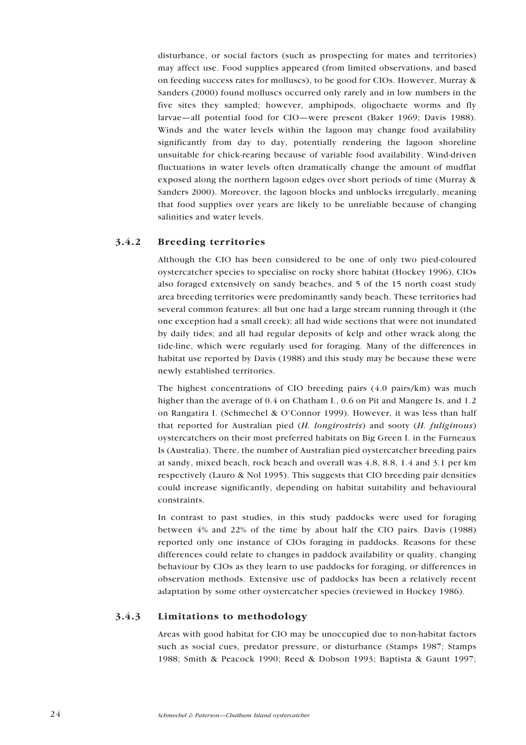disturbance, or social factors (such as prospecting for mates and territories) may affect use. Food supplies appeared (from limited observations, and based on feeding success rates for molluscs), to be good for CIOs. However, Murray & Sanders (2000) found molluscs occurred only rarely and in low numbers in the five sites they sampled; however, amphipods, oligochaete worms and fly larvae—all potential food for CIO—were present (Baker 1969; Davis 1988). Winds and the water levels within the lagoon may change food availability significantly from day to day, potentially rendering the lagoon shoreline unsuitable for chick-rearing because of variable food availability. Wind-driven fluctuations in water levels often dramatically change the amount of mudflat exposed along the northern lagoon edges over short periods of time (Murray & Sanders 2000). Moreover, the lagoon blocks and unblocks irregularly, meaning that food supplies over years are likely to be unreliable because of changing salinities and water levels.

### 3.4.2 Breeding territories

Although the CIO has been considered to be one of only two pied-coloured oystercatcher species to specialise on rocky shore habitat (Hockey 1996), CIOs also foraged extensively on sandy beaches, and 5 of the 15 north coast study area breeding territories were predominantly sandy beach. These territories had several common features: all but one had a large stream running through it (the one exception had a small creek); all had wide sections that were not inundated by daily tides; and all had regular deposits of kelp and other wrack along the tide-line, which were regularly used for foraging. Many of the differences in habitat use reported by Davis (1988) and this study may be because these were newly established territories.

The highest concentrations of CIO breeding pairs (4.0 pairs/km) was much higher than the average of 0.4 on Chatham I., 0.6 on Pit and Mangere Is, and 1.2 on Rangatira I. (Schmechel & O'Connor 1999). However, it was less than half that reported for Australian pied (*H. longirostris*) and sooty (*H. fuliginous*) oystercatchers on their most preferred habitats on Big Green I. in the Furneaux Is (Australia). There, the number of Australian pied oystercatcher breeding pairs at sandy, mixed beach, rock beach and overall was 4.8, 8.8, 1.4 and 3.1 per km respectively (Lauro & Nol 1995). This suggests that CIO breeding pair densities could increase significantly, depending on habitat suitability and behavioural constraints.

In contrast to past studies, in this study paddocks were used for foraging between 4% and 22% of the time by about half the CIO pairs. Davis (1988) reported only one instance of CIOs foraging in paddocks. Reasons for these differences could relate to changes in paddock availability or quality, changing behaviour by CIOs as they learn to use paddocks for foraging, or differences in observation methods. Extensive use of paddocks has been a relatively recent adaptation by some other oystercatcher species (reviewed in Hockey 1986).

### 3.4.3 Limitations to methodology

Areas with good habitat for CIO may be unoccupied due to non-habitat factors such as social cues, predator pressure, or disturbance (Stamps 1987; Stamps 1988; Smith & Peacock 1990; Reed & Dobson 1993; Baptista & Gaunt 1997;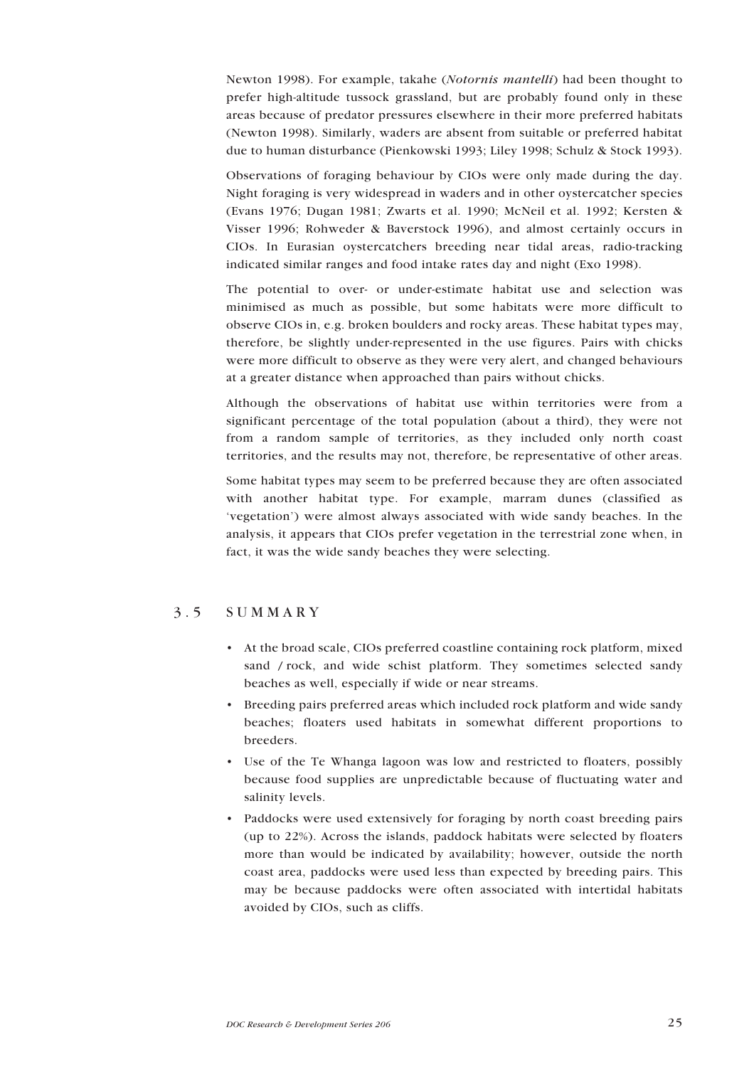Newton 1998). For example, takahe (*Notornis mantelli*) had been thought to prefer high-altitude tussock grassland, but are probably found only in these areas because of predator pressures elsewhere in their more preferred habitats (Newton 1998). Similarly, waders are absent from suitable or preferred habitat due to human disturbance (Pienkowski 1993; Liley 1998; Schulz & Stock 1993).

Observations of foraging behaviour by CIOs were only made during the day. Night foraging is very widespread in waders and in other oystercatcher species (Evans 1976; Dugan 1981; Zwarts et al. 1990; McNeil et al. 1992; Kersten & Visser 1996; Rohweder & Baverstock 1996), and almost certainly occurs in CIOs. In Eurasian oystercatchers breeding near tidal areas, radio-tracking indicated similar ranges and food intake rates day and night (Exo 1998).

The potential to over- or under-estimate habitat use and selection was minimised as much as possible, but some habitats were more difficult to observe CIOs in, e.g. broken boulders and rocky areas. These habitat types may, therefore, be slightly under-represented in the use figures. Pairs with chicks were more difficult to observe as they were very alert, and changed behaviours at a greater distance when approached than pairs without chicks.

Although the observations of habitat use within territories were from a significant percentage of the total population (about a third), they were not from a random sample of territories, as they included only north coast territories, and the results may not, therefore, be representative of other areas.

Some habitat types may seem to be preferred because they are often associated with another habitat type. For example, marram dunes (classified as 'vegetation') were almost always associated with wide sandy beaches. In the analysis, it appears that CIOs prefer vegetation in the terrestrial zone when, in fact, it was the wide sandy beaches they were selecting.

## 3.5 SUMMARY

- At the broad scale, CIOs preferred coastline containing rock platform, mixed sand / rock, and wide schist platform. They sometimes selected sandy beaches as well, especially if wide or near streams.
- Breeding pairs preferred areas which included rock platform and wide sandy beaches; floaters used habitats in somewhat different proportions to breeders.
- Use of the Te Whanga lagoon was low and restricted to floaters, possibly because food supplies are unpredictable because of fluctuating water and salinity levels.
- Paddocks were used extensively for foraging by north coast breeding pairs (up to 22%). Across the islands, paddock habitats were selected by floaters more than would be indicated by availability; however, outside the north coast area, paddocks were used less than expected by breeding pairs. This may be because paddocks were often associated with intertidal habitats avoided by CIOs, such as cliffs.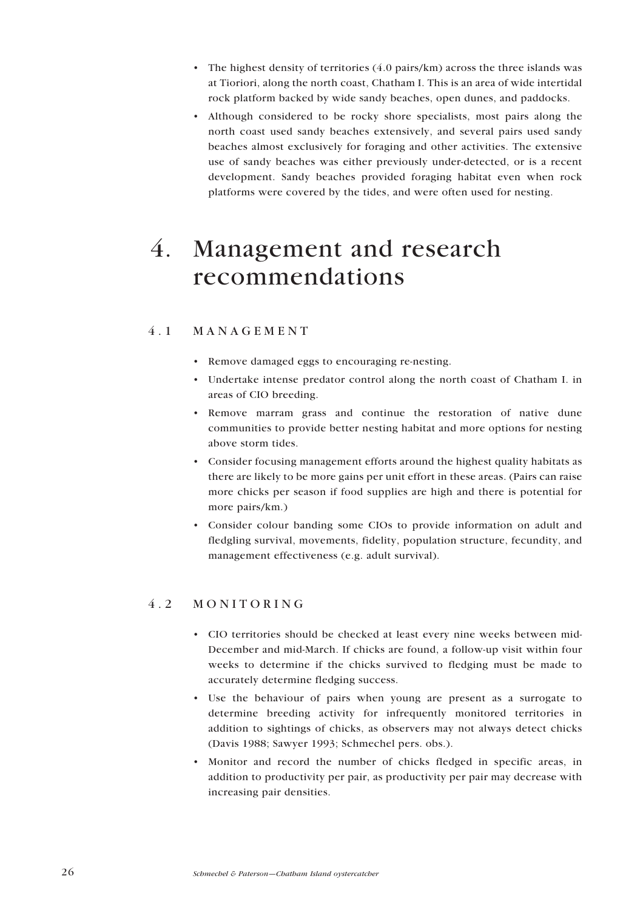- The highest density of territories (4.0 pairs/km) across the three islands was at Tioriori, along the north coast, Chatham I. This is an area of wide intertidal rock platform backed by wide sandy beaches, open dunes, and paddocks.
- Although considered to be rocky shore specialists, most pairs along the north coast used sandy beaches extensively, and several pairs used sandy beaches almost exclusively for foraging and other activities. The extensive use of sandy beaches was either previously under-detected, or is a recent development. Sandy beaches provided foraging habitat even when rock platforms were covered by the tides, and were often used for nesting.

# 4. Management and research recommendations

## 4.1 MANAGEMENT

- Remove damaged eggs to encouraging re-nesting.
- Undertake intense predator control along the north coast of Chatham I. in areas of CIO breeding.
- Remove marram grass and continue the restoration of native dune communities to provide better nesting habitat and more options for nesting above storm tides.
- Consider focusing management efforts around the highest quality habitats as there are likely to be more gains per unit effort in these areas. (Pairs can raise more chicks per season if food supplies are high and there is potential for more pairs/km.)
- Consider colour banding some CIOs to provide information on adult and fledgling survival, movements, fidelity, population structure, fecundity, and management effectiveness (e.g. adult survival).

## 4.2 MONITORING

- CIO territories should be checked at least every nine weeks between mid-December and mid-March. If chicks are found, a follow-up visit within four weeks to determine if the chicks survived to fledging must be made to accurately determine fledging success.
- Use the behaviour of pairs when young are present as a surrogate to determine breeding activity for infrequently monitored territories in addition to sightings of chicks, as observers may not always detect chicks (Davis 1988; Sawyer 1993; Schmechel pers. obs.).
- Monitor and record the number of chicks fledged in specific areas, in addition to productivity per pair, as productivity per pair may decrease with increasing pair densities.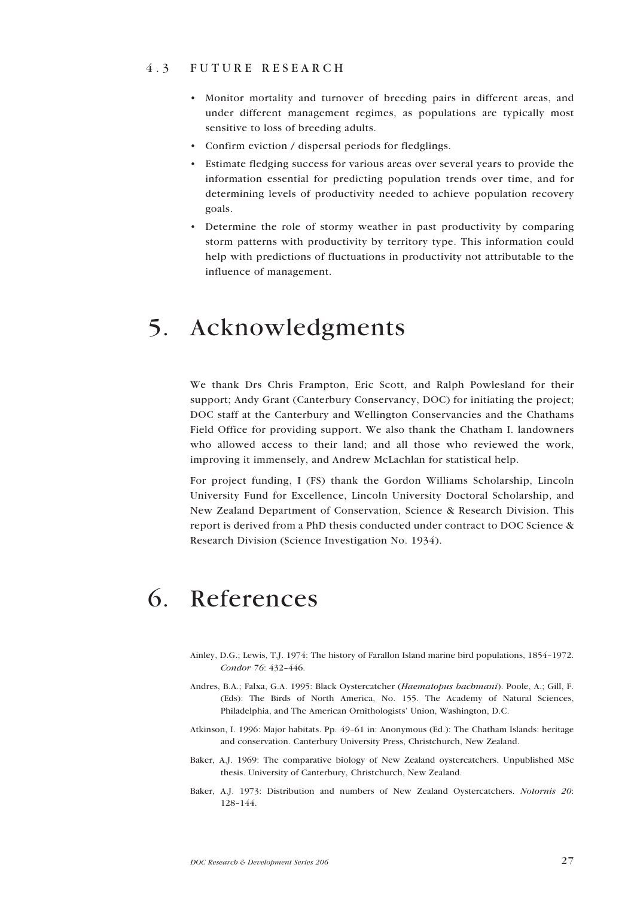### 4.3 FUTURE RESEARCH

- Monitor mortality and turnover of breeding pairs in different areas, and under different management regimes, as populations are typically most sensitive to loss of breeding adults.
- Confirm eviction / dispersal periods for fledglings.
- Estimate fledging success for various areas over several years to provide the information essential for predicting population trends over time, and for determining levels of productivity needed to achieve population recovery goals.
- Determine the role of stormy weather in past productivity by comparing storm patterns with productivity by territory type. This information could help with predictions of fluctuations in productivity not attributable to the influence of management.

# 5. Acknowledgments

We thank Drs Chris Frampton, Eric Scott, and Ralph Powlesland for their support; Andy Grant (Canterbury Conservancy, DOC) for initiating the project; DOC staff at the Canterbury and Wellington Conservancies and the Chathams Field Office for providing support. We also thank the Chatham I. landowners who allowed access to their land; and all those who reviewed the work, improving it immensely, and Andrew McLachlan for statistical help.

For project funding, I (FS) thank the Gordon Williams Scholarship, Lincoln University Fund for Excellence, Lincoln University Doctoral Scholarship, and New Zealand Department of Conservation, Science & Research Division. This report is derived from a PhD thesis conducted under contract to DOC Science & Research Division (Science Investigation No. 1934).

# 6. References

Ainley, D.G.; Lewis, T.J. 1974: The history of Farallon Island marine bird populations, 1854–1972. *Condor 76*: 432–446.

Andres, B.A.; Falxa, G.A. 1995: Black Oystercatcher (*Haematopus bachmani*). Poole, A.; Gill, F. (Eds): The Birds of North America, No. 155. The Academy of Natural Sciences, Philadelphia, and The American Ornithologists' Union, Washington, D.C.

Atkinson, I. 1996: Major habitats. Pp. 49–61 in: Anonymous (Ed.): The Chatham Islands: heritage and conservation. Canterbury University Press, Christchurch, New Zealand.

Baker, A.J. 1969: The comparative biology of New Zealand oystercatchers. Unpublished MSc thesis. University of Canterbury, Christchurch, New Zealand.

Baker, A.J. 1973: Distribution and numbers of New Zealand Oystercatchers. *Notornis 20*: 128–144.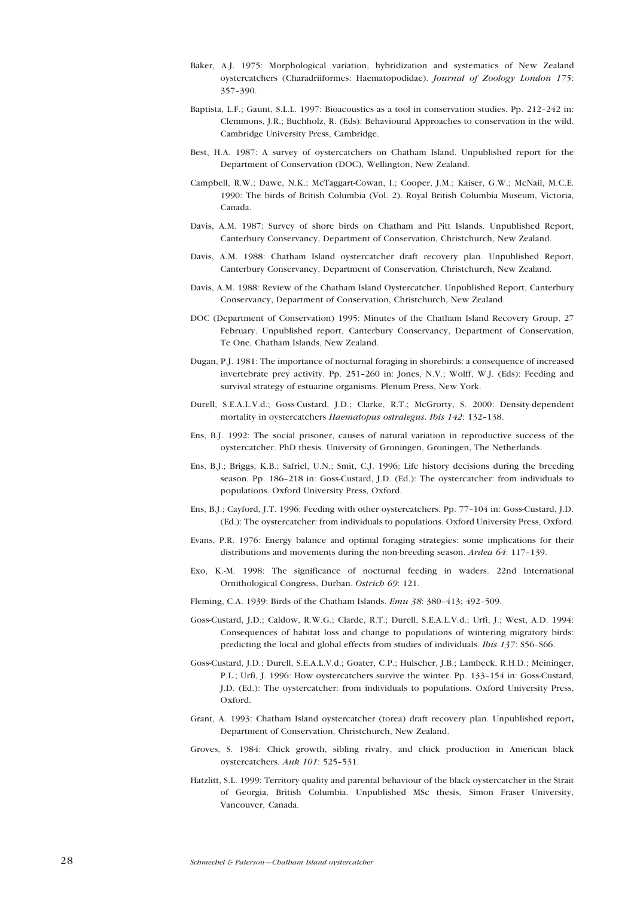Baker, A.J. 1975: Morphological variation, hybridization and systematics of New Zealand oystercatchers (Charadriiformes: Haematopodidae). *Journal of Zoology London 175*: 357–390.

Baptista, L.F.; Gaunt, S.L.L. 1997: Bioacoustics as a tool in conservation studies. Pp. 212–242 in: Clemmons, J.R.; Buchholz, R. (Eds): Behavioural Approaches to conservation in the wild. Cambridge University Press, Cambridge.

Best, H.A. 1987: A survey of oystercatchers on Chatham Island. Unpublished report for the Department of Conservation (DOC), Wellington, New Zealand.

Campbell, R.W.; Dawe, N.K.; McTaggart-Cowan, I.; Cooper, J.M.; Kaiser, G.W.; McNail, M.C.E. 1990: The birds of British Columbia (Vol. 2). Royal British Columbia Museum, Victoria, Canada.

Davis, A.M. 1987: Survey of shore birds on Chatham and Pitt Islands. Unpublished Report, Canterbury Conservancy, Department of Conservation, Christchurch, New Zealand.

Davis, A.M. 1988: Chatham Island oystercatcher draft recovery plan. Unpublished Report, Canterbury Conservancy, Department of Conservation, Christchurch, New Zealand.

Davis, A.M. 1988: Review of the Chatham Island Oystercatcher. Unpublished Report, Canterbury Conservancy, Department of Conservation, Christchurch, New Zealand.

DOC (Department of Conservation) 1995: Minutes of the Chatham Island Recovery Group, 27 February. Unpublished report, Canterbury Conservancy, Department of Conservation, Te One, Chatham Islands, New Zealand.

Dugan, P.J. 1981: The importance of nocturnal foraging in shorebirds: a consequence of increased invertebrate prey activity. Pp. 251–260 in: Jones, N.V.; Wolff, W.J. (Eds): Feeding and survival strategy of estuarine organisms. Plenum Press, New York.

Durell, S.E.A.L.V.d.; Goss-Custard, J.D.; Clarke, R.T.; McGrorty, S. 2000: Density-dependent mortality in oystercatchers *Haematopus ostralegus*. *Ibis 142*: 132–138.

Ens, B.J. 1992: The social prisoner, causes of natural variation in reproductive success of the oystercatcher. PhD thesis. University of Groningen, Groningen, The Netherlands.

Ens, B.J.; Briggs, K.B.; Safriel, U.N.; Smit, C.J. 1996: Life history decisions during the breeding season. Pp. 186–218 in: Goss-Custard, J.D. (Ed.): The oystercatcher: from individuals to populations. Oxford University Press, Oxford.

Ens, B.J.; Cayford, J.T. 1996: Feeding with other oystercatchers. Pp. 77–104 in: Goss-Custard, J.D. (Ed.): The oystercatcher: from individuals to populations. Oxford University Press, Oxford.

Evans, P.R. 1976: Energy balance and optimal foraging strategies: some implications for their distributions and movements during the non-breeding season. *Ardea 64*: 117–139.

Exo, K.-M. 1998: The significance of nocturnal feeding in waders. 22nd International Ornithological Congress, Durban. *Ostrich 69*: 121.

Fleming, C.A. 1939: Birds of the Chatham Islands. *Emu 38*: 380–413; 492–509.

Goss-Custard, J.D.; Caldow, R.W.G.; Clarde, R.T.; Durell, S.E.A.L.V.d.; Urfi, J.; West, A.D. 1994: Consequences of habitat loss and change to populations of wintering migratory birds: predicting the local and global effects from studies of individuals. *Ibis 137*: S56–S66.

Goss-Custard, J.D.; Durell, S.E.A.L.V.d.; Goater, C.P.; Hulscher, J.B.; Lambeck, R.H.D.; Meininger, P.L.; Urfi, J. 1996: How oystercatchers survive the winter. Pp. 133–154 in: Goss-Custard, J.D. (Ed.): The oystercatcher: from individuals to populations. Oxford University Press, Oxford.

Grant, A. 1993: Chatham Island oystercatcher (torea) draft recovery plan. Unpublished report, Department of Conservation, Christchurch, New Zealand.

Groves, S. 1984: Chick growth, sibling rivalry, and chick production in American black oystercatchers. *Auk 101*: 525–531.

Hatzlitt, S.L. 1999: Territory quality and parental behaviour of the black oystercatcher in the Strait of Georgia, British Columbia. Unpublished MSc thesis, Simon Fraser University, Vancouver, Canada.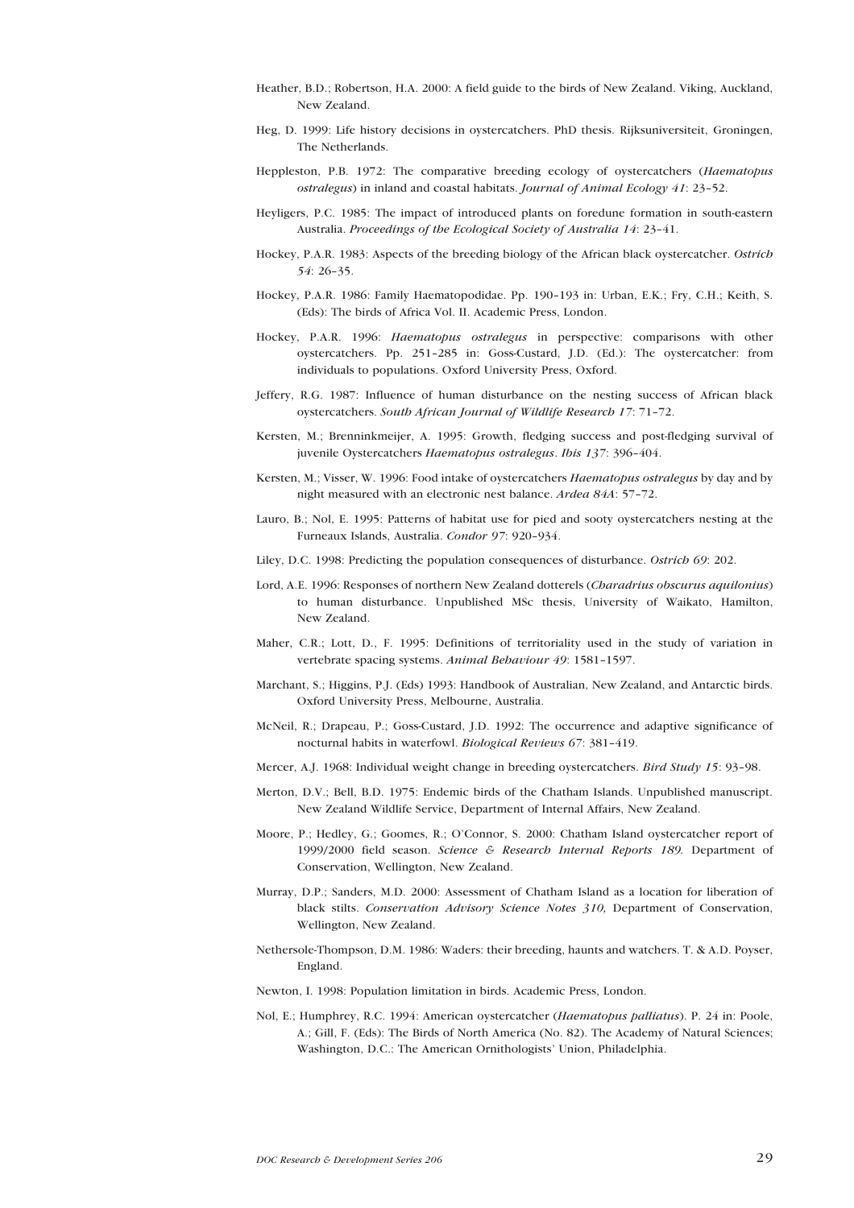Heather, B.D.; Robertson, H.A. 2000: A field guide to the birds of New Zealand. Viking, Auckland, New Zealand.

Heg, D. 1999: Life history decisions in oystercatchers. PhD thesis. Rijksuniversiteit, Groningen, The Netherlands.

Heppleston, P.B. 1972: The comparative breeding ecology of oystercatchers (*Haematopus ostralegus*) in inland and coastal habitats. *Journal of Animal Ecology 41*: 23–52.

Heyligers, P.C. 1985: The impact of introduced plants on foredune formation in south-eastern Australia. *Proceedings of the Ecological Society of Australia 14*: 23–41.

Hockey, P.A.R. 1983: Aspects of the breeding biology of the African black oystercatcher. *Ostrich 54*: 26–35.

Hockey, P.A.R. 1986: Family Haematopodidae. Pp. 190–193 in: Urban, E.K.; Fry, C.H.; Keith, S. (Eds): The birds of Africa Vol. II. Academic Press, London.

Hockey, P.A.R. 1996: *Haematopus ostralegus* in perspective: comparisons with other oystercatchers. Pp. 251–285 in: Goss-Custard, J.D. (Ed.): The oystercatcher: from individuals to populations. Oxford University Press, Oxford.

Jeffery, R.G. 1987: Influence of human disturbance on the nesting success of African black oystercatchers. *South African Journal of Wildlife Research 17*: 71–72.

Kersten, M.; Brenninkmeijer, A. 1995: Growth, fledging success and post-fledging survival of juvenile Oystercatchers *Haematopus ostralegus*. *Ibis 137*: 396–404.

Kersten, M.; Visser, W. 1996: Food intake of oystercatchers *Haematopus ostralegus* by day and by night measured with an electronic nest balance. *Ardea 84A*: 57–72.

Lauro, B.; Nol, E. 1995: Patterns of habitat use for pied and sooty oystercatchers nesting at the Furneaux Islands, Australia. *Condor 97*: 920–934.

Liley, D.C. 1998: Predicting the population consequences of disturbance. *Ostrich 69*: 202.

Lord, A.E. 1996: Responses of northern New Zealand dotterels (*Charadrius obscurus aquilonius*) to human disturbance. Unpublished MSc thesis, University of Waikato, Hamilton, New Zealand.

Maher, C.R.; Lott, D., F. 1995: Definitions of territoriality used in the study of variation in vertebrate spacing systems. *Animal Behaviour 49*: 1581–1597.

Marchant, S.; Higgins, P.J. (Eds) 1993: Handbook of Australian, New Zealand, and Antarctic birds. Oxford University Press, Melbourne, Australia.

McNeil, R.; Drapeau, P.; Goss-Custard, J.D. 1992: The occurrence and adaptive significance of nocturnal habits in waterfowl. *Biological Reviews 67*: 381–419.

Mercer, A.J. 1968: Individual weight change in breeding oystercatchers. *Bird Study 15*: 93–98.

Merton, D.V.; Bell, B.D. 1975: Endemic birds of the Chatham Islands. Unpublished manuscript. New Zealand Wildlife Service, Department of Internal Affairs, New Zealand.

Moore, P.; Hedley, G.; Goomes, R.; O'Connor, S. 2000: Chatham Island oystercatcher report of 1999/2000 field season. *Science & Research Internal Reports 189.* Department of Conservation, Wellington, New Zealand.

Murray, D.P.; Sanders, M.D. 2000: Assessment of Chatham Island as a location for liberation of black stilts. *Conservation Advisory Science Notes 310,* Department of Conservation, Wellington, New Zealand.

Nethersole-Thompson, D.M. 1986: Waders: their breeding, haunts and watchers. T. & A.D. Poyser, England.

Newton, I. 1998: Population limitation in birds. Academic Press, London.

Nol, E.; Humphrey, R.C. 1994: American oystercatcher (*Haematopus palliatus*). P. 24 in: Poole, A.; Gill, F. (Eds): The Birds of North America (No. 82). The Academy of Natural Sciences; Washington, D.C.: The American Ornithologists' Union, Philadelphia.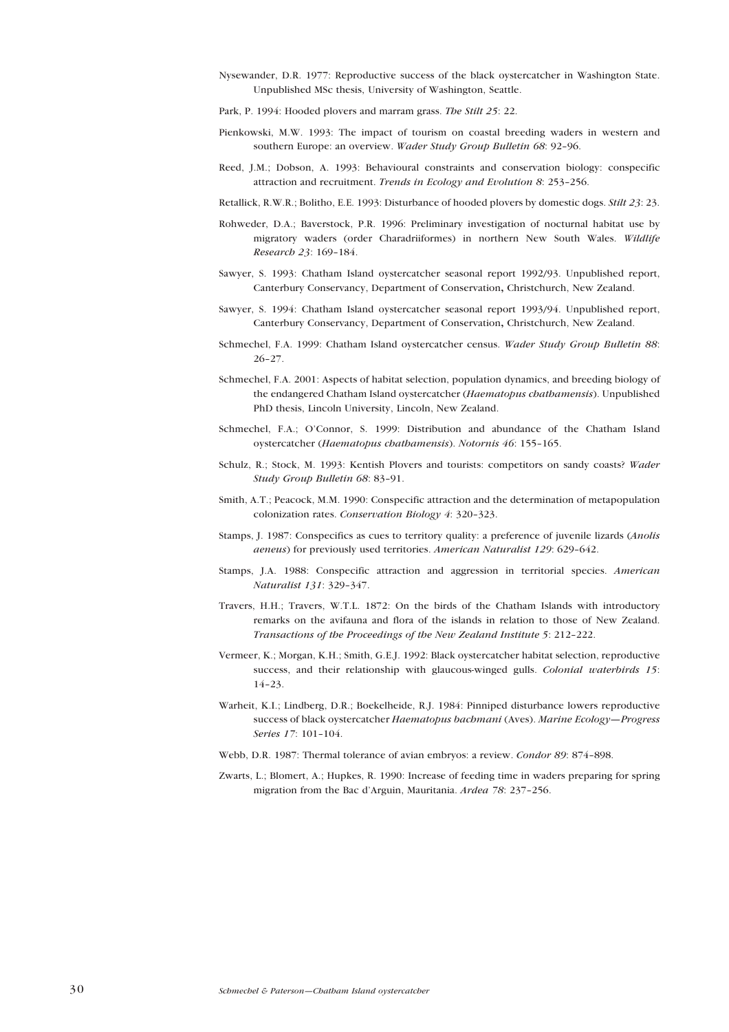Nysewander, D.R. 1977: Reproductive success of the black oystercatcher in Washington State. Unpublished MSc thesis, University of Washington, Seattle.

Park, P. 1994: Hooded plovers and marram grass. *The Stilt 25*: 22.

Pienkowski, M.W. 1993: The impact of tourism on coastal breeding waders in western and southern Europe: an overview. *Wader Study Group Bulletin 68*: 92–96.

Reed, J.M.; Dobson, A. 1993: Behavioural constraints and conservation biology: conspecific attraction and recruitment. *Trends in Ecology and Evolution 8*: 253–256.

Retallick, R.W.R.; Bolitho, E.E. 1993: Disturbance of hooded plovers by domestic dogs. *Stilt 23*: 23.

Rohweder, D.A.; Baverstock, P.R. 1996: Preliminary investigation of nocturnal habitat use by migratory waders (order Charadriiformes) in northern New South Wales. *Wildlife Research 23*: 169–184.

Sawyer, S. 1993: Chatham Island oystercatcher seasonal report 1992/93. Unpublished report, Canterbury Conservancy, Department of Conservation**,** Christchurch, New Zealand.

Sawyer, S. 1994: Chatham Island oystercatcher seasonal report 1993/94. Unpublished report, Canterbury Conservancy, Department of Conservation**,** Christchurch, New Zealand.

Schmechel, F.A. 1999: Chatham Island oystercatcher census. *Wader Study Group Bulletin 88*: 26–27.

Schmechel, F.A. 2001: Aspects of habitat selection, population dynamics, and breeding biology of the endangered Chatham Island oystercatcher (*Haematopus chathamensis*). Unpublished PhD thesis, Lincoln University, Lincoln, New Zealand.

Schmechel, F.A.; O'Connor, S. 1999: Distribution and abundance of the Chatham Island oystercatcher (*Haematopus chathamensis*). *Notornis 46*: 155–165.

Schulz, R.; Stock, M. 1993: Kentish Plovers and tourists: competitors on sandy coasts? *Wader Study Group Bulletin 68*: 83–91.

Smith, A.T.; Peacock, M.M. 1990: Conspecific attraction and the determination of metapopulation colonization rates. *Conservation Biology 4*: 320–323.

Stamps, J. 1987: Conspecifics as cues to territory quality: a preference of juvenile lizards (*Anolis aeneus*) for previously used territories. *American Naturalist 129*: 629–642.

Stamps, J.A. 1988: Conspecific attraction and aggression in territorial species. *American Naturalist 131*: 329–347.

Travers, H.H.; Travers, W.T.L. 1872: On the birds of the Chatham Islands with introductory remarks on the avifauna and flora of the islands in relation to those of New Zealand. *Transactions of the Proceedings of the New Zealand Institute 5*: 212–222.

Vermeer, K.; Morgan, K.H.; Smith, G.E.J. 1992: Black oystercatcher habitat selection, reproductive success, and their relationship with glaucous-winged gulls. *Colonial waterbirds 15*: 14–23.

Warheit, K.I.; Lindberg, D.R.; Boekelheide, R.J. 1984: Pinniped disturbance lowers reproductive success of black oystercatcher *Haematopus bachmani* (Aves). *Marine Ecology—Progress Series 17*: 101–104.

Webb, D.R. 1987: Thermal tolerance of avian embryos: a review. *Condor 89*: 874–898.

Zwarts, L.; Blomert, A.; Hupkes, R. 1990: Increase of feeding time in waders preparing for spring migration from the Bac d'Arguin, Mauritania. *Ardea 78*: 237–256.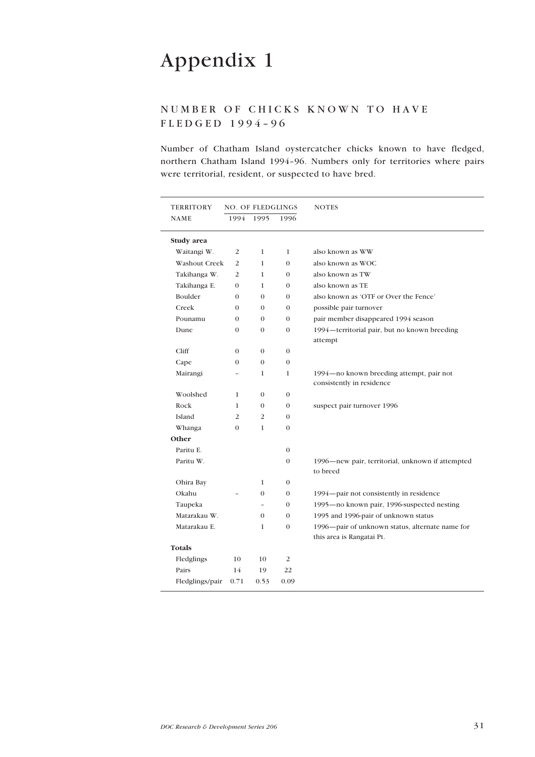# Appendix 1

## NUMBER OF CHICKS KNOWN TO HAVE FLEDGED 1994–96

Number of Chatham Island oystercatcher chicks known to have fledged, northern Chatham Island 1994–96. Numbers only for territories where pairs were territorial, resident, or suspected to have bred.

| TERRITORY NAME | NO. OF FLEDGLINGS | | | NOTES |
|---|---|---|---|---|
| | 1994 | 1995 | 1996 | |
| **Study area** | | | | |
| Waitangi W. | 2 | 1 | 1 | also known as WW |
| Washout Creek | 2 | 1 | 0 | also known as WOC |
| Takihanga W. | 2 | 1 | 0 | also known as TW |
| Takihanga E. | 0 | 1 | 0 | also known as TE |
| Boulder | 0 | 0 | 0 | also known as 'OTF or Over the Fence' |
| Creek | 0 | 0 | 0 | possible pair turnover |
| Pounamu | 0 | 0 | 0 | pair member disappeared 1994 season |
| Dune | 0 | 0 | 0 | 1994—territorial pair, but no known breeding attempt |
| Cliff | 0 | 0 | 0 | |
| Cape | 0 | 0 | 0 | |
| Mairangi | – | 1 | 1 | 1994—no known breeding attempt, pair not consistently in residence |
| Woolshed | 1 | 0 | 0 | |
| Rock | 1 | 0 | 0 | suspect pair turnover 1996 |
| Island | 2 | 2 | 0 | |
| Whanga | 0 | 1 | 0 | |
| **Other** | | | | |
| Paritu E. | | | 0 | |
| Paritu W. | | | 0 | 1996—new pair, territorial, unknown if attempted to breed |
| Ohira Bay | | 1 | 0 | |
| Okahu | – | 0 | 0 | 1994—pair not consistently in residence |
| Taupeka | | – | 0 | 1995—no known pair, 1996-suspected nesting |
| Matarakau W. | | 0 | 0 | 1995 and 1996-pair of unknown status |
| Matarakau E. | | 1 | 0 | 1996—pair of unknown status, alternate name for this area is Rangatai Pt. |
| **Totals** | | | | |
| Fledglings | 10 | 10 | 2 | |
| Pairs | 14 | 19 | 22 | |
| Fledglings/pair | 0.71 | 0.53 | 0.09 | |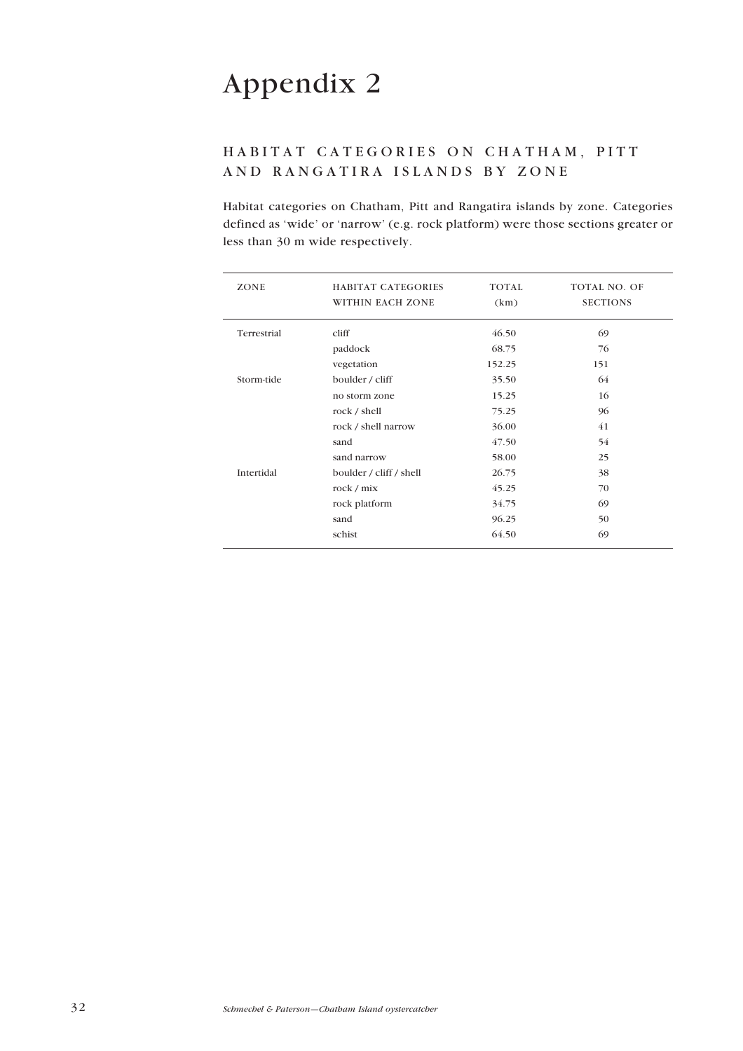# Appendix 2

## HABITAT CATEGORIES ON CHATHAM, PITT AND RANGATIRA ISLANDS BY ZONE

Habitat categories on Chatham, Pitt and Rangatira islands by zone. Categories defined as 'wide' or 'narrow' (e.g. rock platform) were those sections greater or less than 30 m wide respectively.

| ZONE | HABITAT CATEGORIES WITHIN EACH ZONE | TOTAL (km) | TOTAL NO. OF SECTIONS |
|---|---|---|---|
| Terrestrial | cliff | 46.50 | 69 |
| | paddock | 68.75 | 76 |
| | vegetation | 152.25 | 151 |
| Storm-tide | boulder / cliff | 35.50 | 64 |
| | no storm zone | 15.25 | 16 |
| | rock / shell | 75.25 | 96 |
| | rock / shell narrow | 36.00 | 41 |
| | sand | 47.50 | 54 |
| | sand narrow | 58.00 | 25 |
| Intertidal | boulder / cliff / shell | 26.75 | 38 |
| | rock / mix | 45.25 | 70 |
| | rock platform | 34.75 | 69 |
| | sand | 96.25 | 50 |
| | schist | 64.50 | 69 |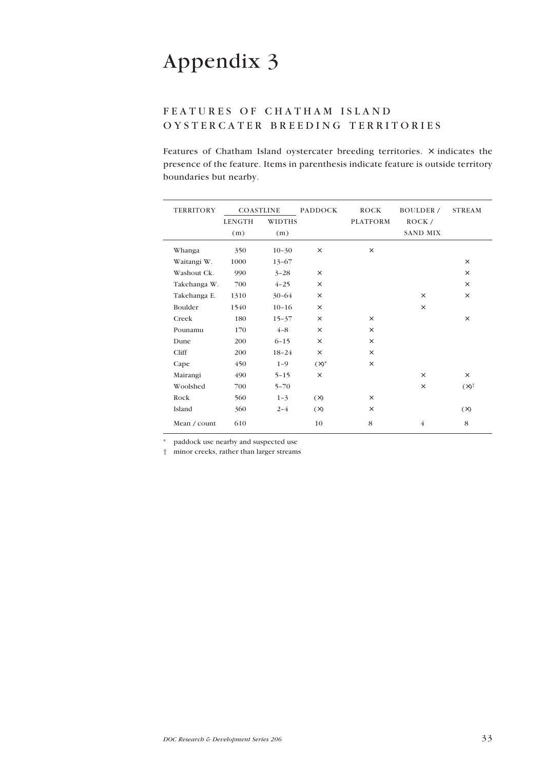# Appendix 3

## FEATURES OF CHATHAM ISLAND OYSTERCATER BREEDING TERRITORIES

Features of Chatham Island oystercater breeding territories. × indicates the presence of the feature. Items in parenthesis indicate feature is outside territory boundaries but nearby.

| TERRITORY | COASTLINE | | PADDOCK | ROCK PLATFORM | BOULDER / ROCK / SAND MIX | STREAM |
|---|---|---|---|---|---|---|
| | LENGTH (m) | WIDTHS (m) | | | | |
| Whanga | 350 | 10–30 | × | × | | |
| Waitangi W. | 1000 | 13–67 | | | | × |
| Washout Ck. | 990 | 3–28 | × | | | × |
| Takehanga W. | 700 | 4–25 | × | | | × |
| Takehanga E. | 1310 | 30–64 | × | | × | × |
| Boulder | 1540 | 10–16 | × | | × | |
| Creek | 180 | 15–37 | × | × | | × |
| Pounamu | 170 | 4–8 | × | × | | |
| Dune | 200 | 6–15 | × | × | | |
| Cliff | 200 | 18–24 | × | × | | |
| Cape | 450 | 1–9 | (×)* | × | | |
| Mairangi | 490 | 5–15 | × | | × | × |
| Woolshed | 700 | 5–70 | | | × | (×)† |
| Rock | 560 | 1–3 | (×) | × | | |
| Island | 360 | 2–4 | (×) | × | | (×) |
| Mean / count | 610 | | 10 | 8 | 4 | 8 |

\* paddock use nearby and suspected use

† minor creeks, rather than larger streams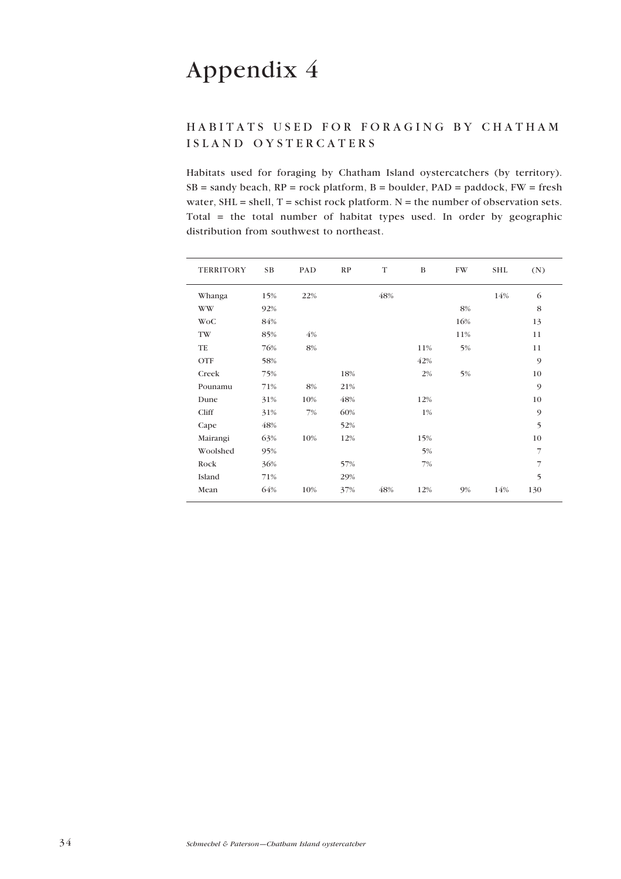# Appendix 4

## HABITATS USED FOR FORAGING BY CHATHAM ISLAND OYSTERCATERS

Habitats used for foraging by Chatham Island oystercatchers (by territory). SB = sandy beach, RP = rock platform, B = boulder, PAD = paddock, FW = fresh water, SHL = shell, T = schist rock platform. N = the number of observation sets. Total = the total number of habitat types used. In order by geographic distribution from southwest to northeast.

| TERRITORY | SB | PAD | RP | T | B | FW | SHL | (N) |
|---|---|---|---|---|---|---|---|---|
| Whanga | 15% | 22% | | 48% | | | 14% | 6 |
| WW | 92% | | | | | 8% | | 8 |
| WoC | 84% | | | | | 16% | | 13 |
| TW | 85% | 4% | | | | 11% | | 11 |
| TE | 76% | 8% | | | 11% | 5% | | 11 |
| OTF | 58% | | | | 42% | | | 9 |
| Creek | 75% | | 18% | | 2% | 5% | | 10 |
| Pounamu | 71% | 8% | 21% | | | | | 9 |
| Dune | 31% | 10% | 48% | | 12% | | | 10 |
| Cliff | 31% | 7% | 60% | | 1% | | | 9 |
| Cape | 48% | | 52% | | | | | 5 |
| Mairangi | 63% | 10% | 12% | | 15% | | | 10 |
| Woolshed | 95% | | | | 5% | | | 7 |
| Rock | 36% | | 57% | | 7% | | | 7 |
| Island | 71% | | 29% | | | | | 5 |
| Mean | 64% | 10% | 37% | 48% | 12% | 9% | 14% | 130 |